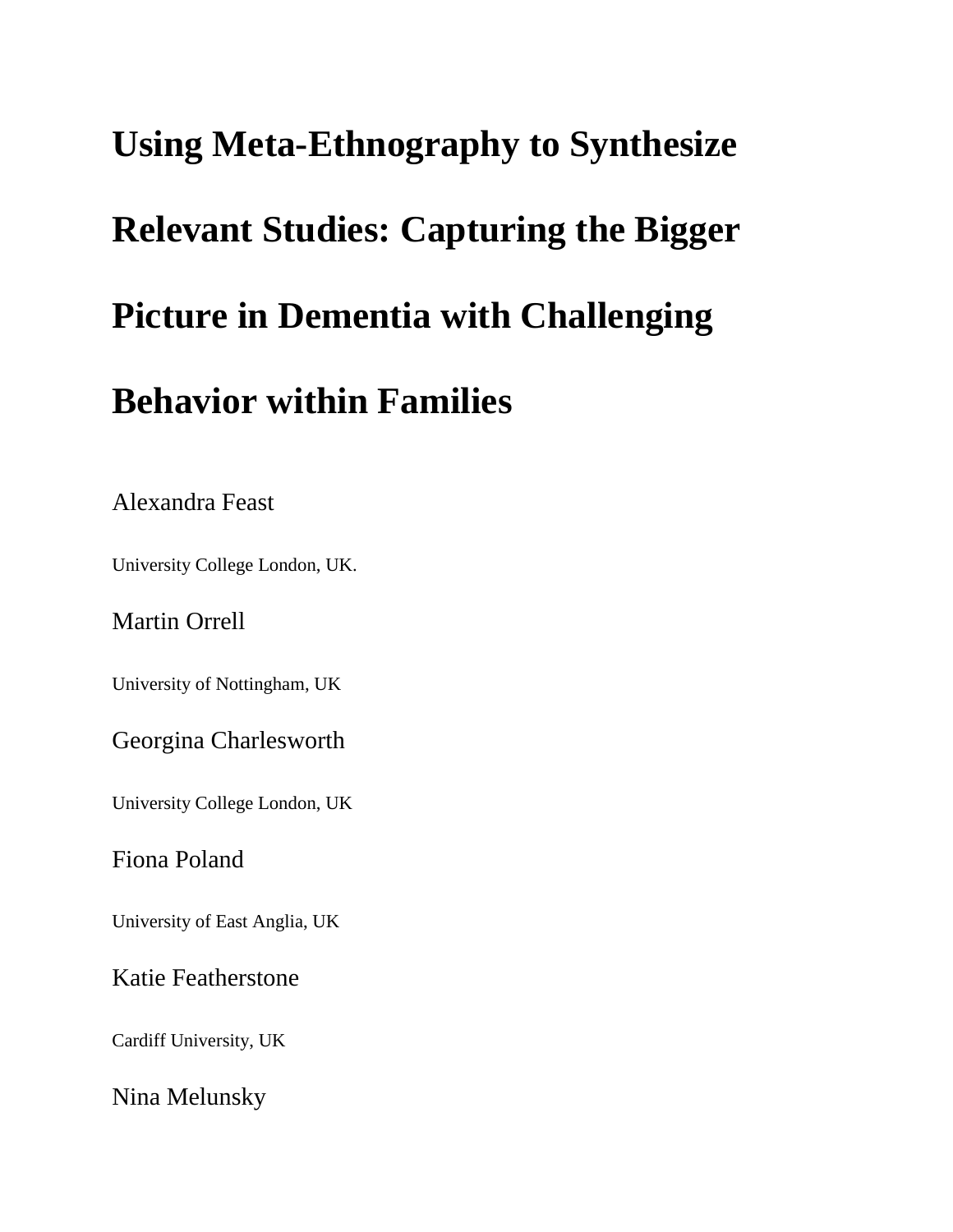# Using Meta-Ethnography to Synthesize Relevant Studies: Capturing the Bigger Picture in Dementia with Challenging Behavior within Families

Alexandra Feast

University College London, UK.

Martin Orrell

University of Nottingham, UK

Georgina Charlesworth

University College London, UK

Fiona Poland

University of East Anglia, UK

Katie Featherstone

Cardiff University, UK

Nina Melunsky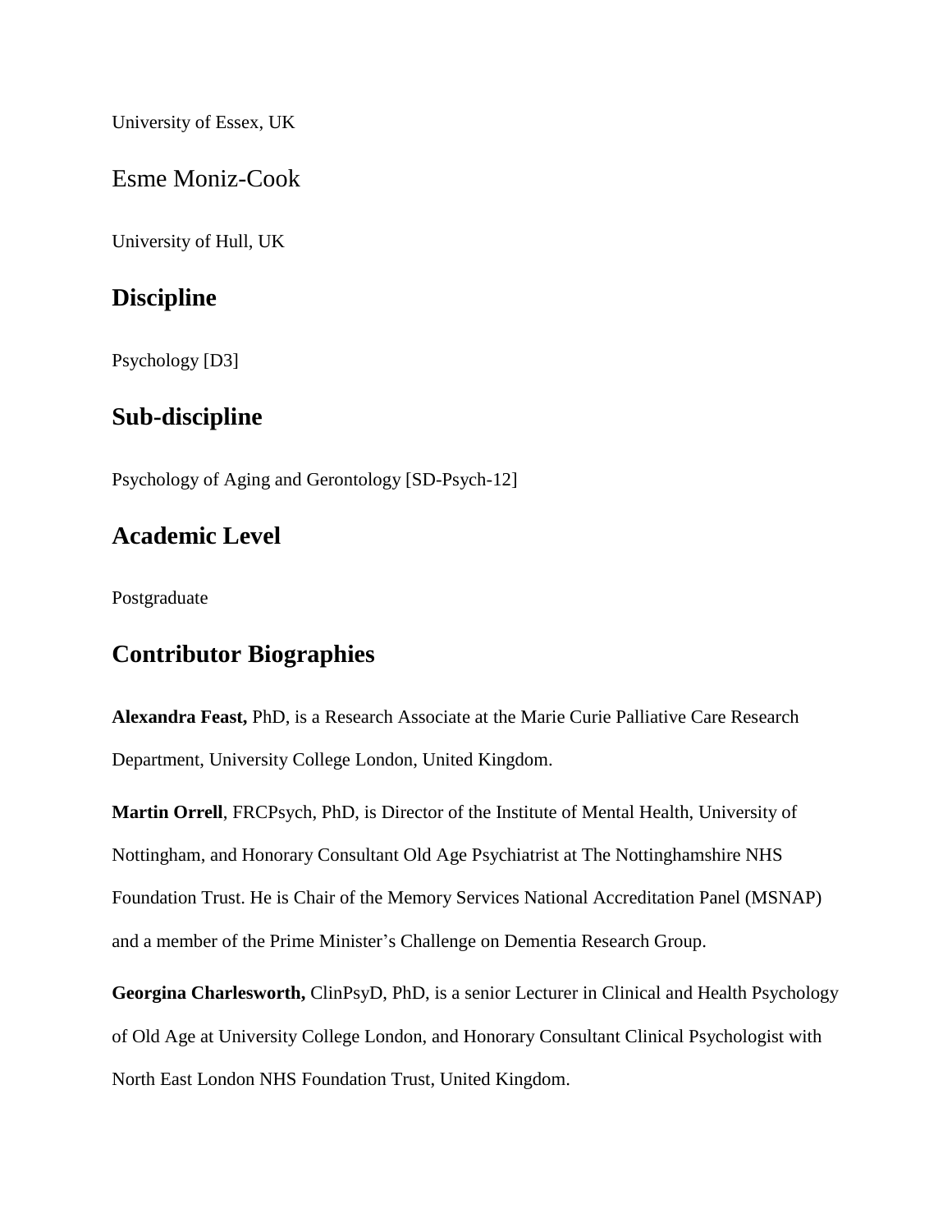University of Essex, UK

### Esme Moniz-Cook

University of Hull, UK

## Discipline

Psychology [D3]

## Sub-discipline

Psychology of Aging and Gerontology [SD-Psych-12]

## Academic Level

Postgraduate

## Contributor Biographies

**Alexandra Feast,** PhD, is a Research Associate at the Marie Curie Palliative Care Research Department, University College London, United Kingdom.

**Martin Orrell**, FRCPsych, PhD, is Director of the Institute of Mental Health, University of Nottingham, and Honorary Consultant Old Age Psychiatrist at The Nottinghamshire NHS Foundation Trust. He is Chair of the Memory Services National Accreditation Panel (MSNAP) and a member of the Prime Minister's Challenge on Dementia Research Group.

**Georgina Charlesworth,** ClinPsyD, PhD, is a senior Lecturer in Clinical and Health Psychology of Old Age at University College London, and Honorary Consultant Clinical Psychologist with North East London NHS Foundation Trust, United Kingdom.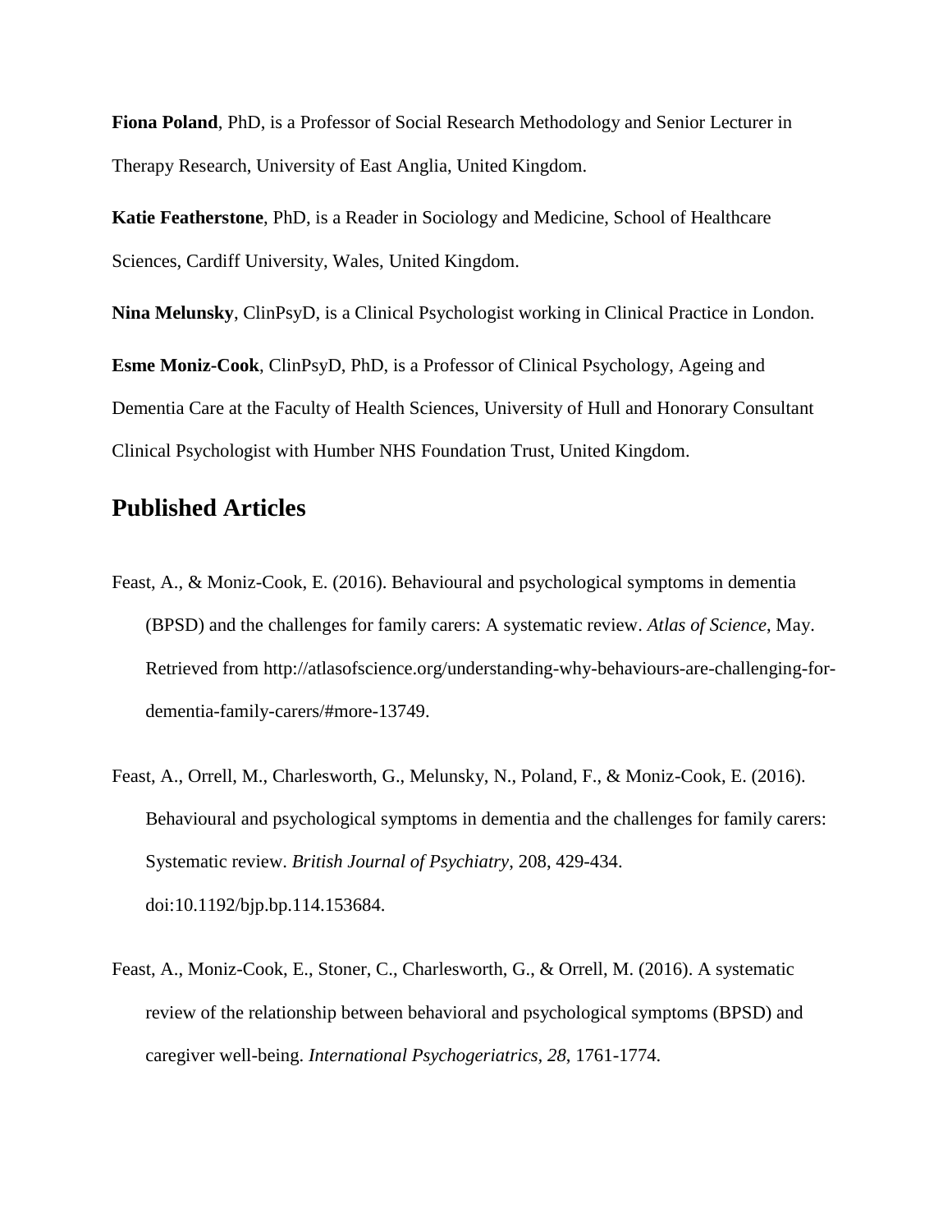**Fiona Poland**, PhD, is a Professor of Social Research Methodology and Senior Lecturer in Therapy Research, University of East Anglia, United Kingdom.

**Katie Featherstone**, PhD, is a Reader in Sociology and Medicine, School of Healthcare Sciences, Cardiff University, Wales, United Kingdom.

**Nina Melunsky**, ClinPsyD, is a Clinical Psychologist working in Clinical Practice in London.

**Esme Moniz-Cook**, ClinPsyD, PhD, is a Professor of Clinical Psychology, Ageing and Dementia Care at the Faculty of Health Sciences, University of Hull and Honorary Consultant Clinical Psychologist with Humber NHS Foundation Trust, United Kingdom.

## Published Articles

Feast, A., & Moniz-Cook, E. (2016). Behavioural and psychological symptoms in dementia (BPSD) and the challenges for family carers: A systematic review. *Atlas of Science*, May. Retrieved from http://atlasofscience.org/understanding-why-behaviours-are-challenging-for-dementia-family-carers/#more-13749.

Feast, A., Orrell, M., Charlesworth, G., Melunsky, N., Poland, F., & Moniz-Cook, E. (2016). Behavioural and psychological symptoms in dementia and the challenges for family carers: Systematic review. *British Journal of Psychiatry*, 208, 429-434. doi:10.1192/bjp.bp.114.153684.

Feast, A., Moniz-Cook, E., Stoner, C., Charlesworth, G., & Orrell, M. (2016). A systematic review of the relationship between behavioral and psychological symptoms (BPSD) and caregiver well-being. *International Psychogeriatrics, 28*, 1761-1774.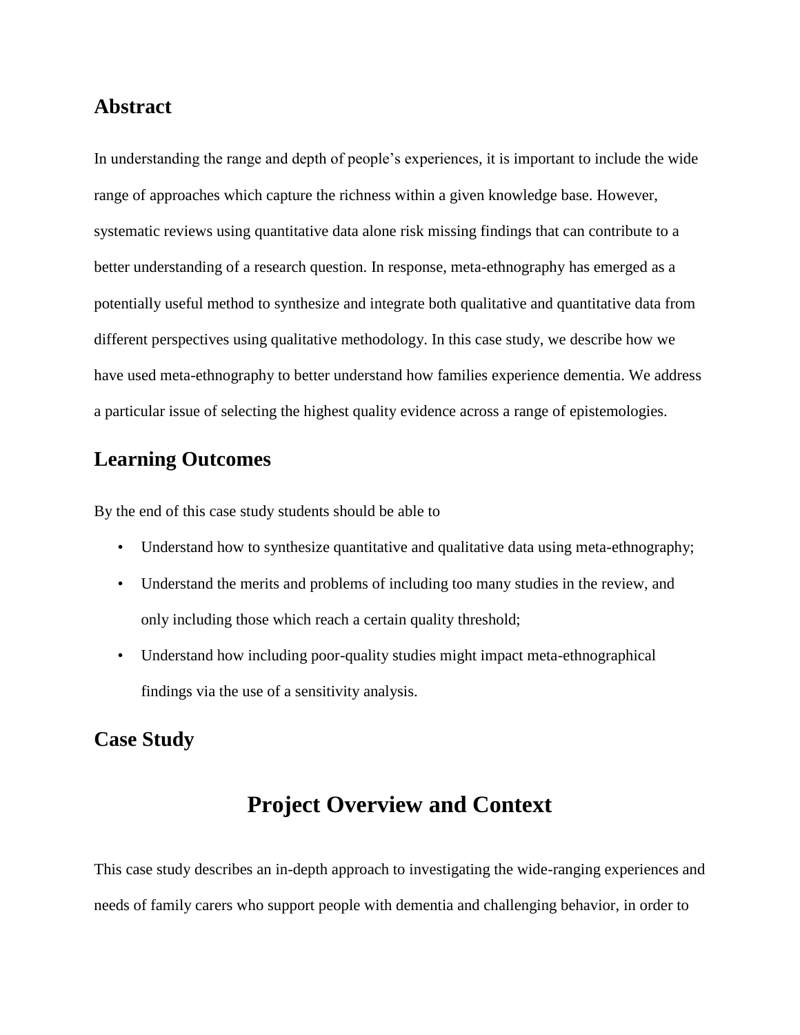## Abstract

In understanding the range and depth of people's experiences, it is important to include the wide range of approaches which capture the richness within a given knowledge base. However, systematic reviews using quantitative data alone risk missing findings that can contribute to a better understanding of a research question. In response, meta-ethnography has emerged as a potentially useful method to synthesize and integrate both qualitative and quantitative data from different perspectives using qualitative methodology. In this case study, we describe how we have used meta-ethnography to better understand how families experience dementia. We address a particular issue of selecting the highest quality evidence across a range of epistemologies.

## Learning Outcomes

By the end of this case study students should be able to

- Understand how to synthesize quantitative and qualitative data using meta-ethnography;
- Understand the merits and problems of including too many studies in the review, and only including those which reach a certain quality threshold;
- Understand how including poor-quality studies might impact meta-ethnographical findings via the use of a sensitivity analysis.

## Case Study

# Project Overview and Context

This case study describes an in-depth approach to investigating the wide-ranging experiences and needs of family carers who support people with dementia and challenging behavior, in order to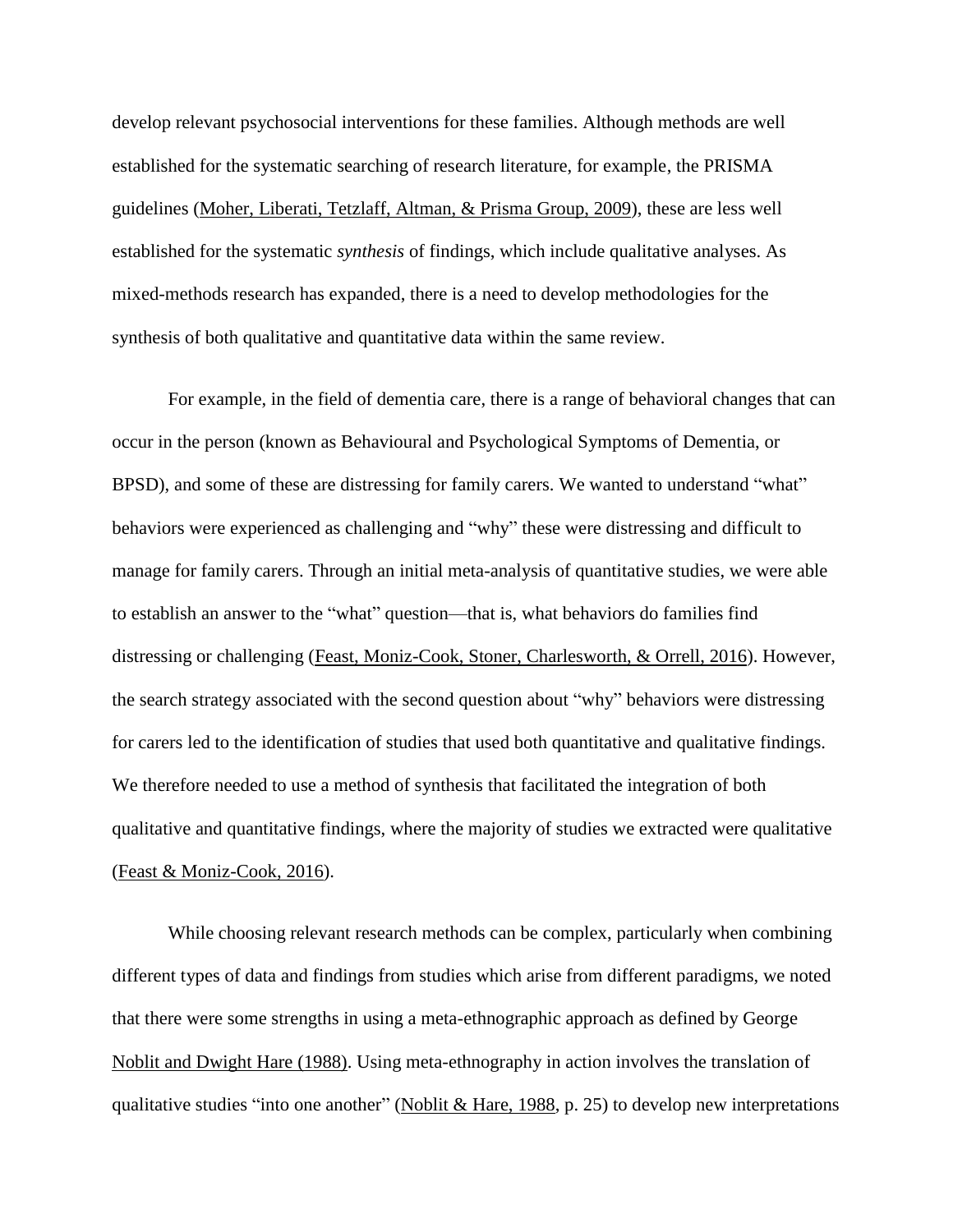develop relevant psychosocial interventions for these families. Although methods are well established for the systematic searching of research literature, for example, the PRISMA guidelines (Moher, Liberati, Tetzlaff, Altman, & Prisma Group, 2009), these are less well established for the systematic *synthesis* of findings, which include qualitative analyses. As mixed-methods research has expanded, there is a need to develop methodologies for the synthesis of both qualitative and quantitative data within the same review.

For example, in the field of dementia care, there is a range of behavioral changes that can occur in the person (known as Behavioural and Psychological Symptoms of Dementia, or BPSD), and some of these are distressing for family carers. We wanted to understand "what" behaviors were experienced as challenging and "why" these were distressing and difficult to manage for family carers. Through an initial meta-analysis of quantitative studies, we were able to establish an answer to the "what" question—that is, what behaviors do families find distressing or challenging (Feast, Moniz-Cook, Stoner, Charlesworth, & Orrell, 2016). However, the search strategy associated with the second question about "why" behaviors were distressing for carers led to the identification of studies that used both quantitative and qualitative findings. We therefore needed to use a method of synthesis that facilitated the integration of both qualitative and quantitative findings, where the majority of studies we extracted were qualitative (Feast & Moniz-Cook, 2016).

While choosing relevant research methods can be complex, particularly when combining different types of data and findings from studies which arise from different paradigms, we noted that there were some strengths in using a meta-ethnographic approach as defined by George Noblit and Dwight Hare (1988). Using meta-ethnography in action involves the translation of qualitative studies "into one another" (Noblit & Hare, 1988, p. 25) to develop new interpretations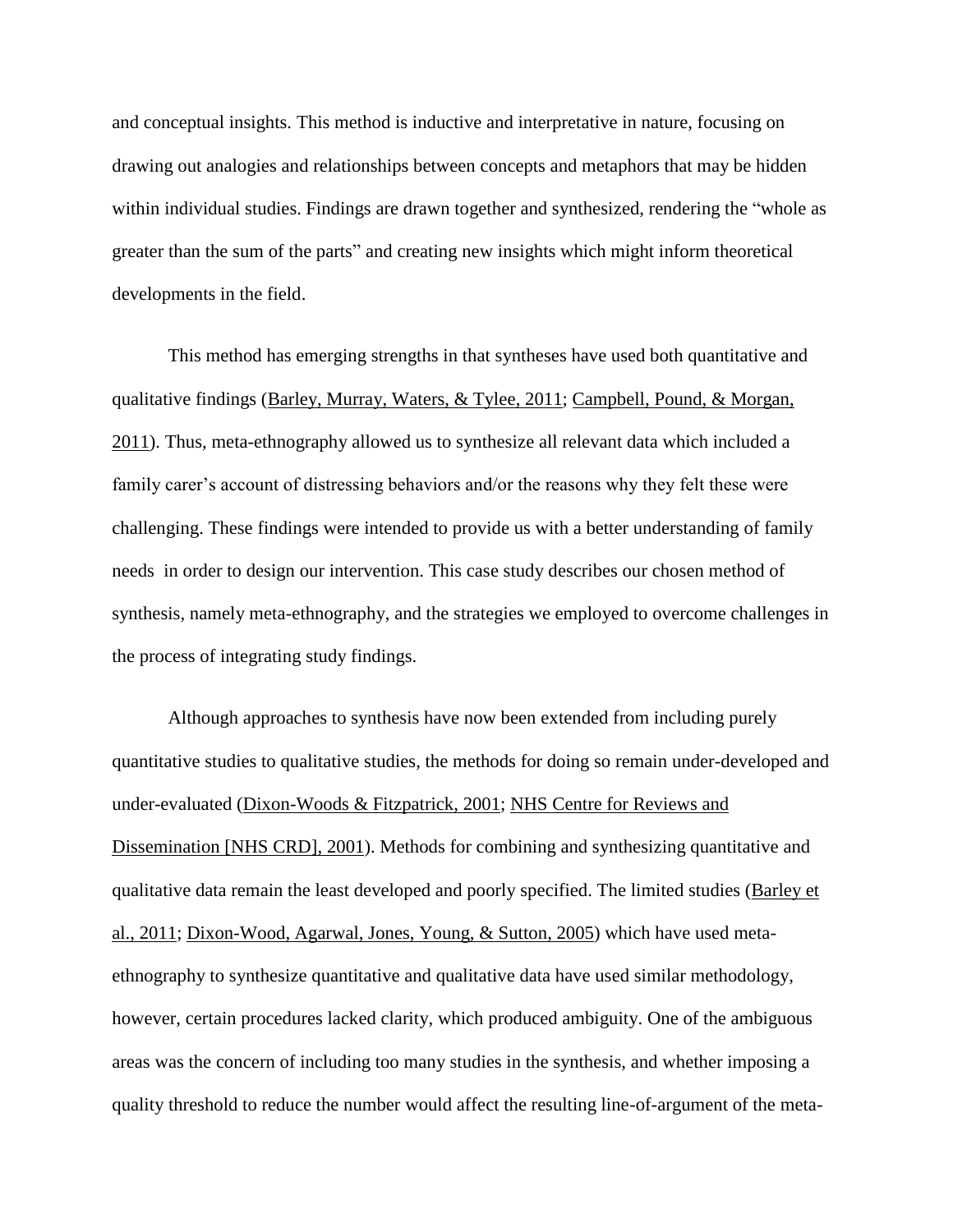and conceptual insights. This method is inductive and interpretative in nature, focusing on drawing out analogies and relationships between concepts and metaphors that may be hidden within individual studies. Findings are drawn together and synthesized, rendering the "whole as greater than the sum of the parts" and creating new insights which might inform theoretical developments in the field.

This method has emerging strengths in that syntheses have used both quantitative and qualitative findings (Barley, Murray, Waters, & Tylee, 2011; Campbell, Pound, & Morgan, 2011). Thus, meta-ethnography allowed us to synthesize all relevant data which included a family carer's account of distressing behaviors and/or the reasons why they felt these were challenging. These findings were intended to provide us with a better understanding of family needs in order to design our intervention. This case study describes our chosen method of synthesis, namely meta-ethnography, and the strategies we employed to overcome challenges in the process of integrating study findings.

Although approaches to synthesis have now been extended from including purely quantitative studies to qualitative studies, the methods for doing so remain under-developed and under-evaluated (Dixon-Woods & Fitzpatrick, 2001; NHS Centre for Reviews and Dissemination [NHS CRD], 2001). Methods for combining and synthesizing quantitative and qualitative data remain the least developed and poorly specified. The limited studies (Barley et al., 2011; Dixon-Wood, Agarwal, Jones, Young, & Sutton, 2005) which have used meta-ethnography to synthesize quantitative and qualitative data have used similar methodology, however, certain procedures lacked clarity, which produced ambiguity. One of the ambiguous areas was the concern of including too many studies in the synthesis, and whether imposing a quality threshold to reduce the number would affect the resulting line-of-argument of the meta-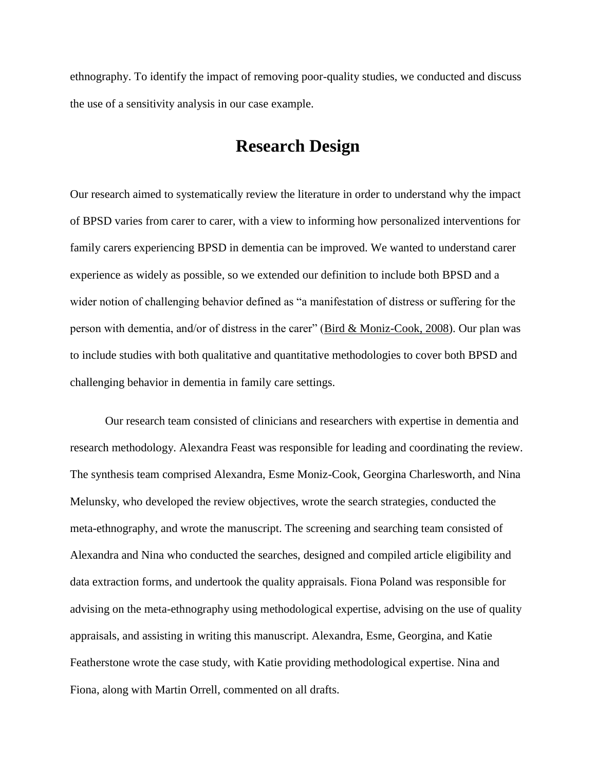ethnography. To identify the impact of removing poor-quality studies, we conducted and discuss the use of a sensitivity analysis in our case example.

## Research Design

Our research aimed to systematically review the literature in order to understand why the impact of BPSD varies from carer to carer, with a view to informing how personalized interventions for family carers experiencing BPSD in dementia can be improved. We wanted to understand carer experience as widely as possible, so we extended our definition to include both BPSD and a wider notion of challenging behavior defined as "a manifestation of distress or suffering for the person with dementia, and/or of distress in the carer" (Bird & Moniz-Cook, 2008). Our plan was to include studies with both qualitative and quantitative methodologies to cover both BPSD and challenging behavior in dementia in family care settings.

Our research team consisted of clinicians and researchers with expertise in dementia and research methodology. Alexandra Feast was responsible for leading and coordinating the review. The synthesis team comprised Alexandra, Esme Moniz-Cook, Georgina Charlesworth, and Nina Melunsky, who developed the review objectives, wrote the search strategies, conducted the meta-ethnography, and wrote the manuscript. The screening and searching team consisted of Alexandra and Nina who conducted the searches, designed and compiled article eligibility and data extraction forms, and undertook the quality appraisals. Fiona Poland was responsible for advising on the meta-ethnography using methodological expertise, advising on the use of quality appraisals, and assisting in writing this manuscript. Alexandra, Esme, Georgina, and Katie Featherstone wrote the case study, with Katie providing methodological expertise. Nina and Fiona, along with Martin Orrell, commented on all drafts.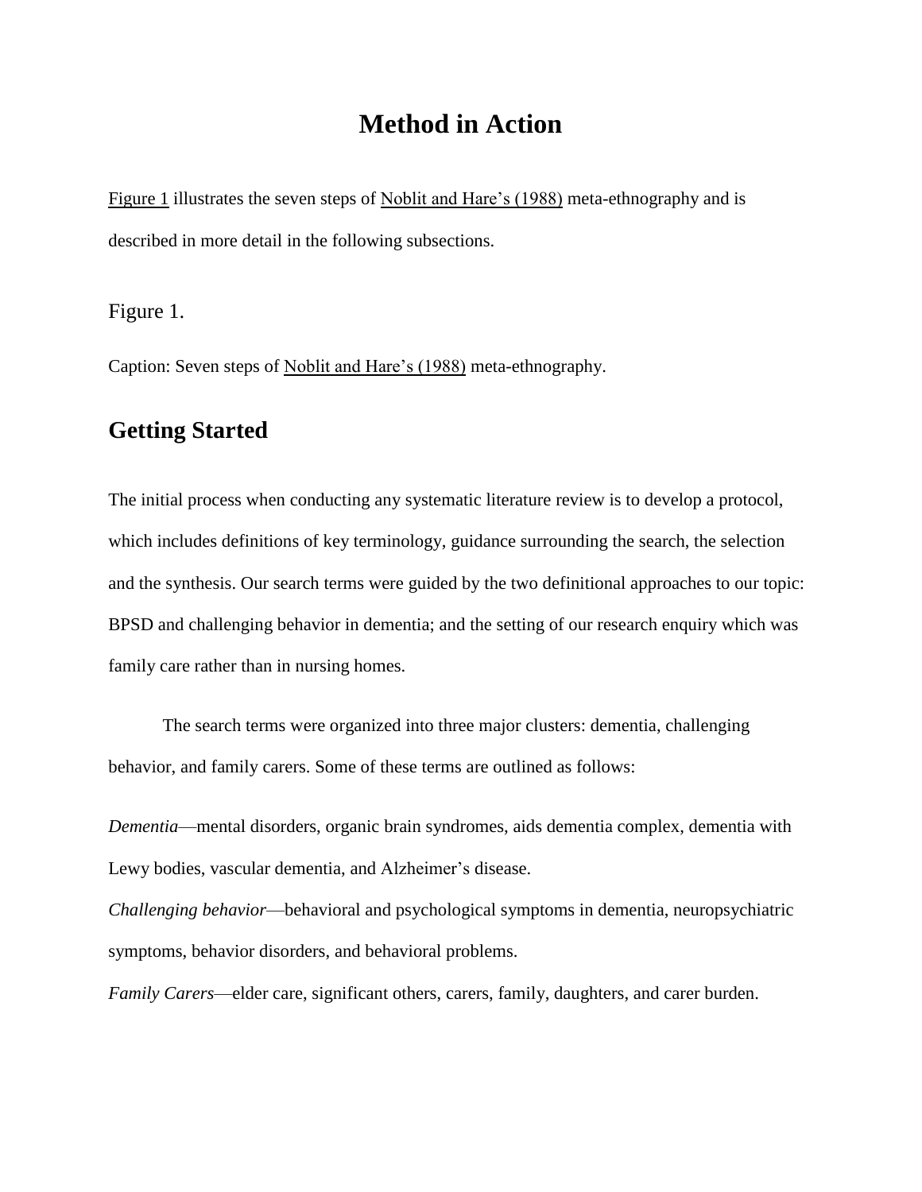# Method in Action

Figure 1 illustrates the seven steps of Noblit and Hare's (1988) meta-ethnography and is described in more detail in the following subsections.

Figure 1.

Caption: Seven steps of Noblit and Hare's (1988) meta-ethnography.

## Getting Started

The initial process when conducting any systematic literature review is to develop a protocol, which includes definitions of key terminology, guidance surrounding the search, the selection and the synthesis. Our search terms were guided by the two definitional approaches to our topic: BPSD and challenging behavior in dementia; and the setting of our research enquiry which was family care rather than in nursing homes.

The search terms were organized into three major clusters: dementia, challenging behavior, and family carers. Some of these terms are outlined as follows:

*Dementia*—mental disorders, organic brain syndromes, aids dementia complex, dementia with Lewy bodies, vascular dementia, and Alzheimer's disease.

*Challenging behavior*—behavioral and psychological symptoms in dementia, neuropsychiatric symptoms, behavior disorders, and behavioral problems.

*Family Carers*—elder care, significant others, carers, family, daughters, and carer burden.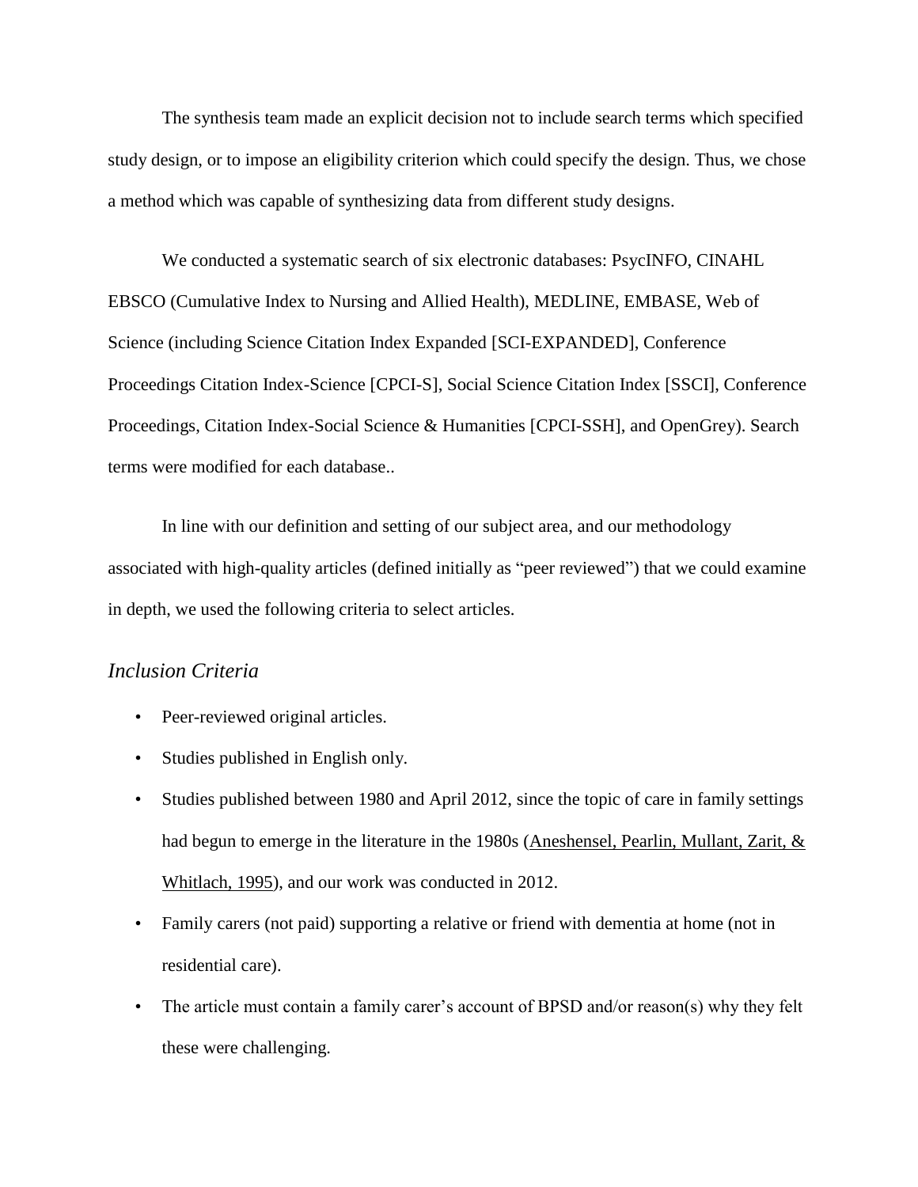The synthesis team made an explicit decision not to include search terms which specified study design, or to impose an eligibility criterion which could specify the design. Thus, we chose a method which was capable of synthesizing data from different study designs.

We conducted a systematic search of six electronic databases: PsycINFO, CINAHL EBSCO (Cumulative Index to Nursing and Allied Health), MEDLINE, EMBASE, Web of Science (including Science Citation Index Expanded [SCI-EXPANDED], Conference Proceedings Citation Index-Science [CPCI-S], Social Science Citation Index [SSCI], Conference Proceedings, Citation Index-Social Science & Humanities [CPCI-SSH], and OpenGrey). Search terms were modified for each database..

In line with our definition and setting of our subject area, and our methodology associated with high-quality articles (defined initially as "peer reviewed") that we could examine in depth, we used the following criteria to select articles.

### *Inclusion Criteria*

- Peer-reviewed original articles.
- Studies published in English only.
- Studies published between 1980 and April 2012, since the topic of care in family settings had begun to emerge in the literature in the 1980s (Aneshensel, Pearlin, Mullant, Zarit, & Whitlach, 1995), and our work was conducted in 2012.
- Family carers (not paid) supporting a relative or friend with dementia at home (not in residential care).
- The article must contain a family carer's account of BPSD and/or reason(s) why they felt these were challenging.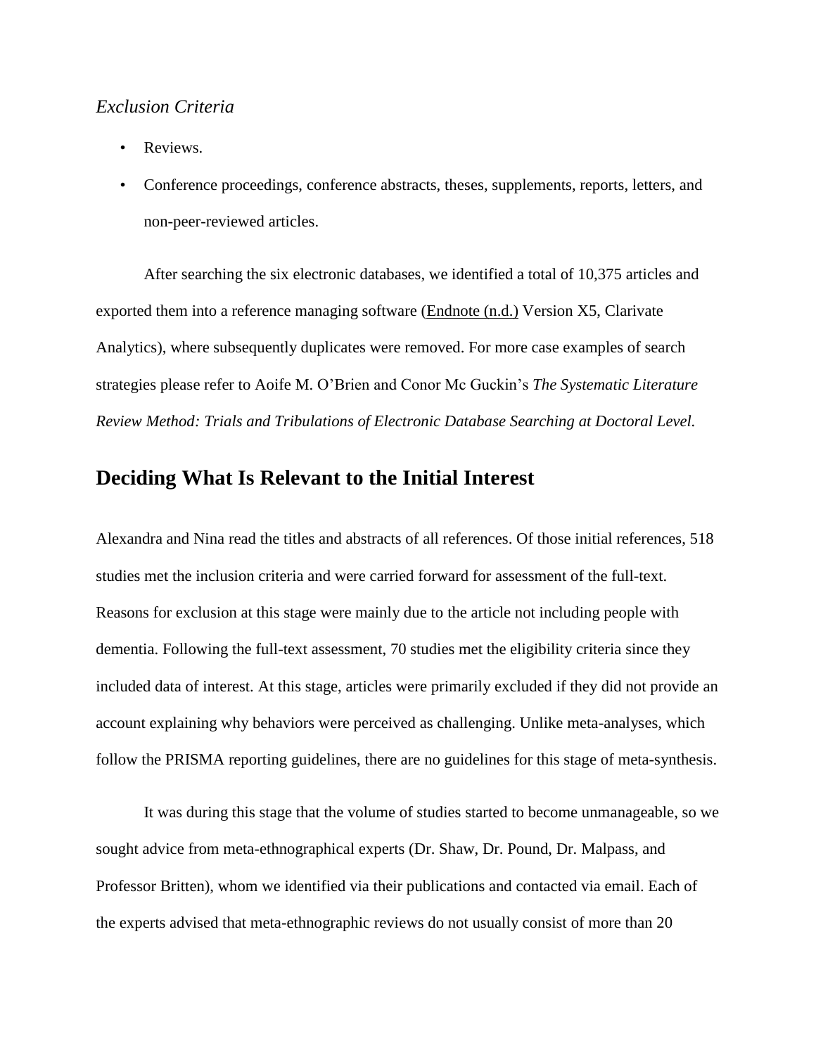*Exclusion Criteria*

- Reviews.
- Conference proceedings, conference abstracts, theses, supplements, reports, letters, and non-peer-reviewed articles.

After searching the six electronic databases, we identified a total of 10,375 articles and exported them into a reference managing software (Endnote (n.d.) Version X5, Clarivate Analytics), where subsequently duplicates were removed. For more case examples of search strategies please refer to Aoife M. O'Brien and Conor Mc Guckin's *The Systematic Literature Review Method: Trials and Tribulations of Electronic Database Searching at Doctoral Level.*

## Deciding What Is Relevant to the Initial Interest

Alexandra and Nina read the titles and abstracts of all references. Of those initial references, 518 studies met the inclusion criteria and were carried forward for assessment of the full-text. Reasons for exclusion at this stage were mainly due to the article not including people with dementia. Following the full-text assessment, 70 studies met the eligibility criteria since they included data of interest. At this stage, articles were primarily excluded if they did not provide an account explaining why behaviors were perceived as challenging. Unlike meta-analyses, which follow the PRISMA reporting guidelines, there are no guidelines for this stage of meta-synthesis.

It was during this stage that the volume of studies started to become unmanageable, so we sought advice from meta-ethnographical experts (Dr. Shaw, Dr. Pound, Dr. Malpass, and Professor Britten), whom we identified via their publications and contacted via email. Each of the experts advised that meta-ethnographic reviews do not usually consist of more than 20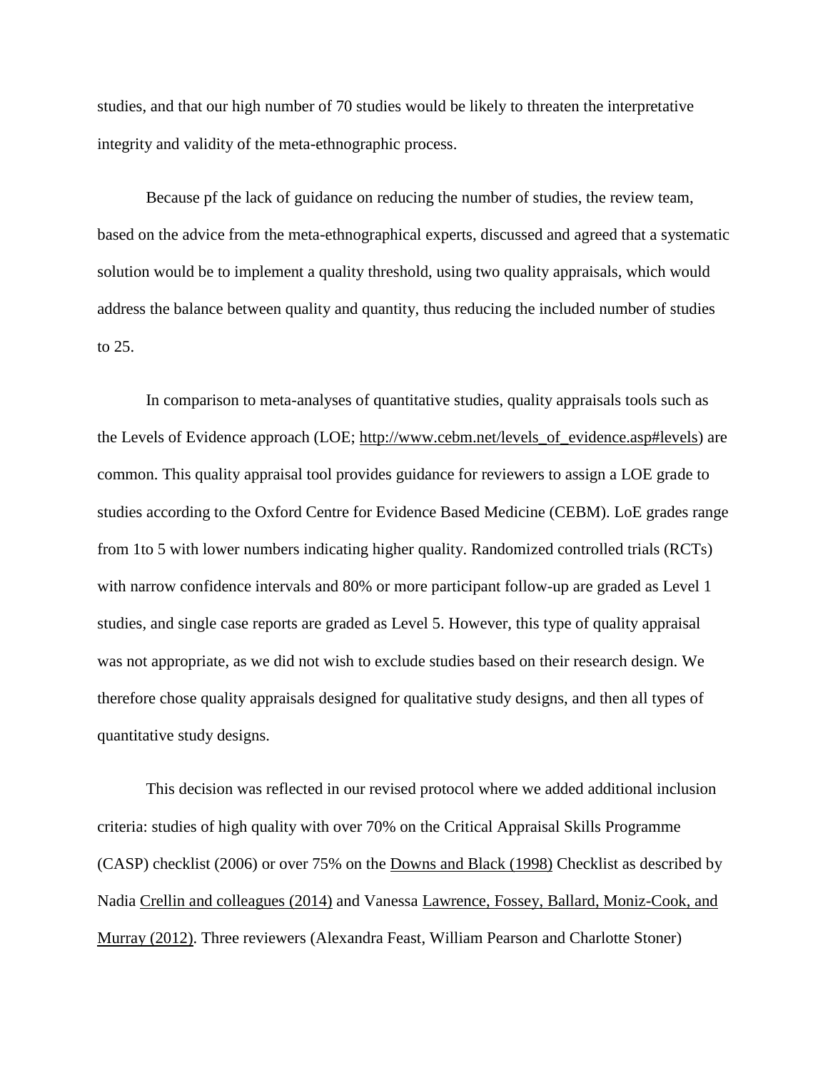studies, and that our high number of 70 studies would be likely to threaten the interpretative integrity and validity of the meta-ethnographic process.

Because pf the lack of guidance on reducing the number of studies, the review team, based on the advice from the meta-ethnographical experts, discussed and agreed that a systematic solution would be to implement a quality threshold, using two quality appraisals, which would address the balance between quality and quantity, thus reducing the included number of studies to 25.

In comparison to meta-analyses of quantitative studies, quality appraisals tools such as the Levels of Evidence approach (LOE; http://www.cebm.net/levels_of_evidence.asp#levels) are common. This quality appraisal tool provides guidance for reviewers to assign a LOE grade to studies according to the Oxford Centre for Evidence Based Medicine (CEBM). LoE grades range from 1to 5 with lower numbers indicating higher quality. Randomized controlled trials (RCTs) with narrow confidence intervals and 80% or more participant follow-up are graded as Level 1 studies, and single case reports are graded as Level 5. However, this type of quality appraisal was not appropriate, as we did not wish to exclude studies based on their research design. We therefore chose quality appraisals designed for qualitative study designs, and then all types of quantitative study designs.

This decision was reflected in our revised protocol where we added additional inclusion criteria: studies of high quality with over 70% on the Critical Appraisal Skills Programme (CASP) checklist (2006) or over 75% on the Downs and Black (1998) Checklist as described by Nadia Crellin and colleagues (2014) and Vanessa Lawrence, Fossey, Ballard, Moniz-Cook, and Murray (2012). Three reviewers (Alexandra Feast, William Pearson and Charlotte Stoner)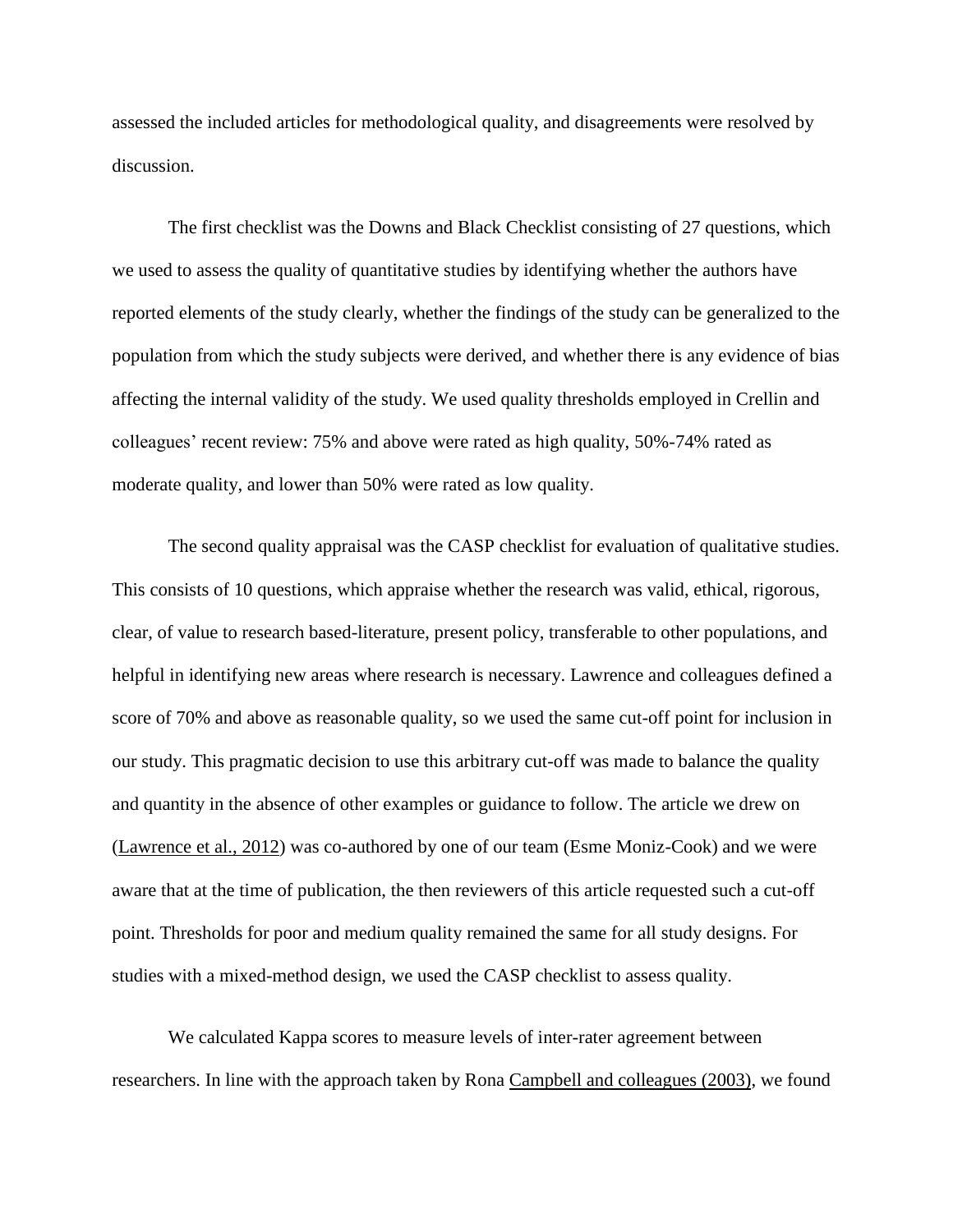assessed the included articles for methodological quality, and disagreements were resolved by discussion.

The first checklist was the Downs and Black Checklist consisting of 27 questions, which we used to assess the quality of quantitative studies by identifying whether the authors have reported elements of the study clearly, whether the findings of the study can be generalized to the population from which the study subjects were derived, and whether there is any evidence of bias affecting the internal validity of the study. We used quality thresholds employed in Crellin and colleagues' recent review: 75% and above were rated as high quality, 50%-74% rated as moderate quality, and lower than 50% were rated as low quality.

The second quality appraisal was the CASP checklist for evaluation of qualitative studies. This consists of 10 questions, which appraise whether the research was valid, ethical, rigorous, clear, of value to research based-literature, present policy, transferable to other populations, and helpful in identifying new areas where research is necessary. Lawrence and colleagues defined a score of 70% and above as reasonable quality, so we used the same cut-off point for inclusion in our study. This pragmatic decision to use this arbitrary cut-off was made to balance the quality and quantity in the absence of other examples or guidance to follow. The article we drew on (Lawrence et al., 2012) was co-authored by one of our team (Esme Moniz-Cook) and we were aware that at the time of publication, the then reviewers of this article requested such a cut-off point. Thresholds for poor and medium quality remained the same for all study designs. For studies with a mixed-method design, we used the CASP checklist to assess quality.

We calculated Kappa scores to measure levels of inter-rater agreement between researchers. In line with the approach taken by Rona Campbell and colleagues (2003), we found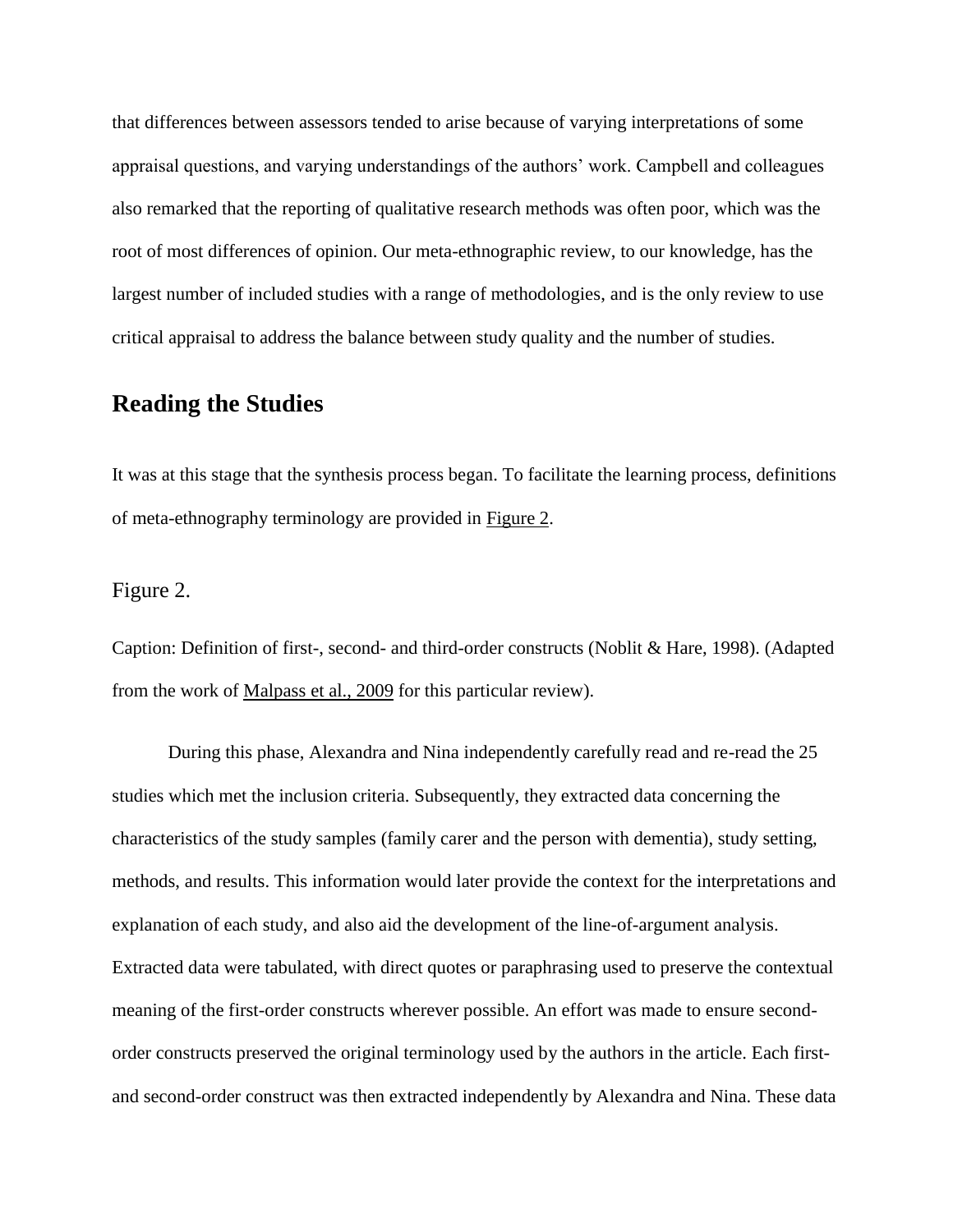that differences between assessors tended to arise because of varying interpretations of some appraisal questions, and varying understandings of the authors' work. Campbell and colleagues also remarked that the reporting of qualitative research methods was often poor, which was the root of most differences of opinion. Our meta-ethnographic review, to our knowledge, has the largest number of included studies with a range of methodologies, and is the only review to use critical appraisal to address the balance between study quality and the number of studies.

## Reading the Studies

It was at this stage that the synthesis process began. To facilitate the learning process, definitions of meta-ethnography terminology are provided in Figure 2.

Figure 2.

Caption: Definition of first-, second- and third-order constructs (Noblit & Hare, 1998). (Adapted from the work of Malpass et al., 2009 for this particular review).

During this phase, Alexandra and Nina independently carefully read and re-read the 25 studies which met the inclusion criteria. Subsequently, they extracted data concerning the characteristics of the study samples (family carer and the person with dementia), study setting, methods, and results. This information would later provide the context for the interpretations and explanation of each study, and also aid the development of the line-of-argument analysis. Extracted data were tabulated, with direct quotes or paraphrasing used to preserve the contextual meaning of the first-order constructs wherever possible. An effort was made to ensure second-order constructs preserved the original terminology used by the authors in the article. Each first- and second-order construct was then extracted independently by Alexandra and Nina. These data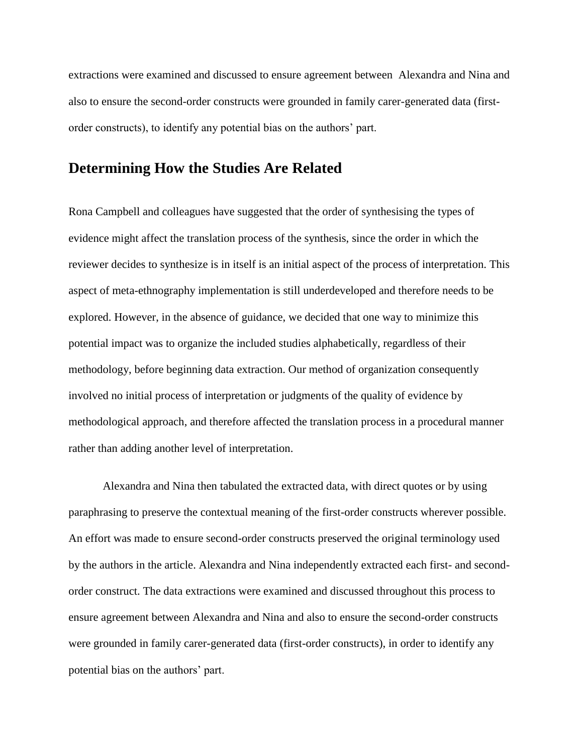extractions were examined and discussed to ensure agreement between Alexandra and Nina and also to ensure the second-order constructs were grounded in family carer-generated data (first-order constructs), to identify any potential bias on the authors' part.

## Determining How the Studies Are Related

Rona Campbell and colleagues have suggested that the order of synthesising the types of evidence might affect the translation process of the synthesis, since the order in which the reviewer decides to synthesize is in itself is an initial aspect of the process of interpretation. This aspect of meta-ethnography implementation is still underdeveloped and therefore needs to be explored. However, in the absence of guidance, we decided that one way to minimize this potential impact was to organize the included studies alphabetically, regardless of their methodology, before beginning data extraction. Our method of organization consequently involved no initial process of interpretation or judgments of the quality of evidence by methodological approach, and therefore affected the translation process in a procedural manner rather than adding another level of interpretation.

Alexandra and Nina then tabulated the extracted data, with direct quotes or by using paraphrasing to preserve the contextual meaning of the first-order constructs wherever possible. An effort was made to ensure second-order constructs preserved the original terminology used by the authors in the article. Alexandra and Nina independently extracted each first- and second-order construct. The data extractions were examined and discussed throughout this process to ensure agreement between Alexandra and Nina and also to ensure the second-order constructs were grounded in family carer-generated data (first-order constructs), in order to identify any potential bias on the authors' part.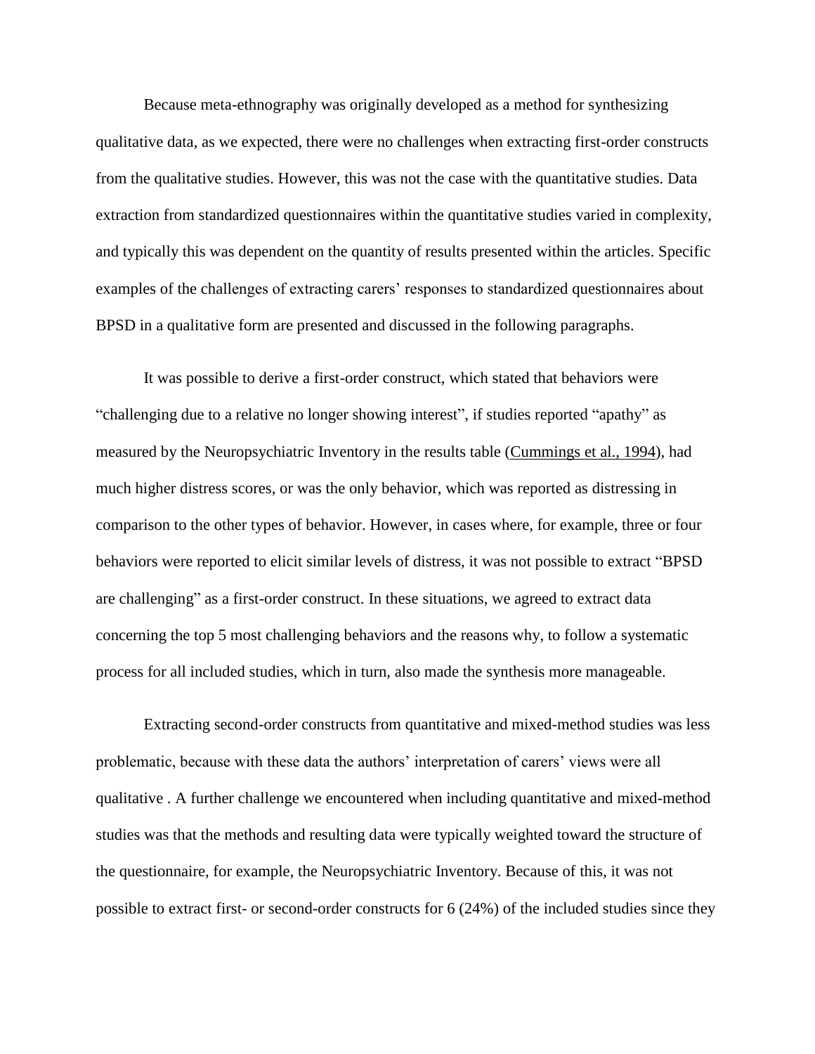Because meta-ethnography was originally developed as a method for synthesizing qualitative data, as we expected, there were no challenges when extracting first-order constructs from the qualitative studies. However, this was not the case with the quantitative studies. Data extraction from standardized questionnaires within the quantitative studies varied in complexity, and typically this was dependent on the quantity of results presented within the articles. Specific examples of the challenges of extracting carers' responses to standardized questionnaires about BPSD in a qualitative form are presented and discussed in the following paragraphs.

It was possible to derive a first-order construct, which stated that behaviors were "challenging due to a relative no longer showing interest", if studies reported "apathy" as measured by the Neuropsychiatric Inventory in the results table (Cummings et al., 1994), had much higher distress scores, or was the only behavior, which was reported as distressing in comparison to the other types of behavior. However, in cases where, for example, three or four behaviors were reported to elicit similar levels of distress, it was not possible to extract "BPSD are challenging" as a first-order construct. In these situations, we agreed to extract data concerning the top 5 most challenging behaviors and the reasons why, to follow a systematic process for all included studies, which in turn, also made the synthesis more manageable.

Extracting second-order constructs from quantitative and mixed-method studies was less problematic, because with these data the authors' interpretation of carers' views were all qualitative . A further challenge we encountered when including quantitative and mixed-method studies was that the methods and resulting data were typically weighted toward the structure of the questionnaire, for example, the Neuropsychiatric Inventory. Because of this, it was not possible to extract first- or second-order constructs for 6 (24%) of the included studies since they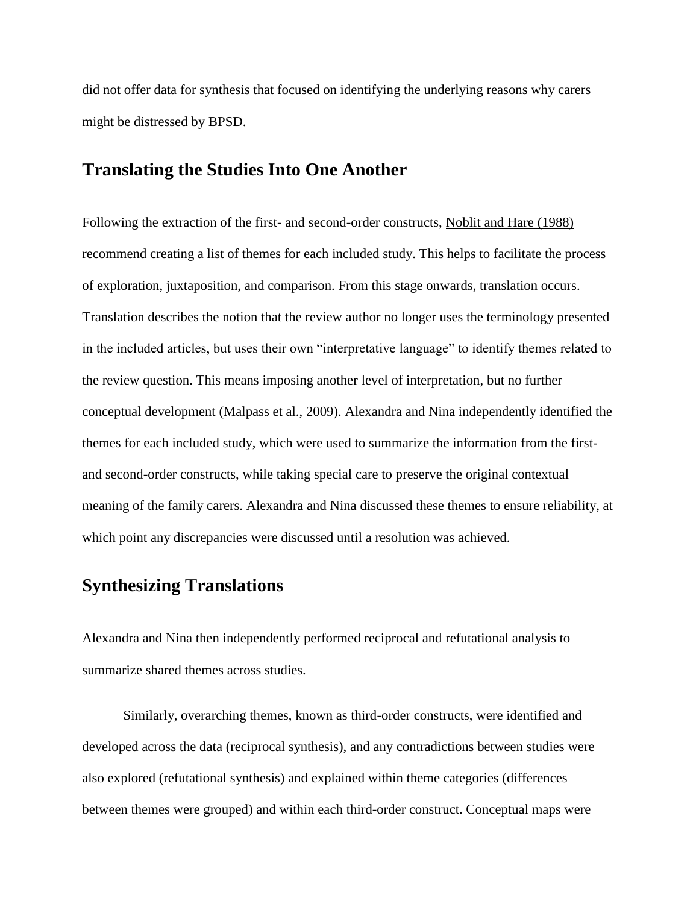did not offer data for synthesis that focused on identifying the underlying reasons why carers might be distressed by BPSD.

## Translating the Studies Into One Another

Following the extraction of the first- and second-order constructs, Noblit and Hare (1988) recommend creating a list of themes for each included study. This helps to facilitate the process of exploration, juxtaposition, and comparison. From this stage onwards, translation occurs. Translation describes the notion that the review author no longer uses the terminology presented in the included articles, but uses their own "interpretative language" to identify themes related to the review question. This means imposing another level of interpretation, but no further conceptual development (Malpass et al., 2009). Alexandra and Nina independently identified the themes for each included study, which were used to summarize the information from the first- and second-order constructs, while taking special care to preserve the original contextual meaning of the family carers. Alexandra and Nina discussed these themes to ensure reliability, at which point any discrepancies were discussed until a resolution was achieved.

## Synthesizing Translations

Alexandra and Nina then independently performed reciprocal and refutational analysis to summarize shared themes across studies.

Similarly, overarching themes, known as third-order constructs, were identified and developed across the data (reciprocal synthesis), and any contradictions between studies were also explored (refutational synthesis) and explained within theme categories (differences between themes were grouped) and within each third-order construct. Conceptual maps were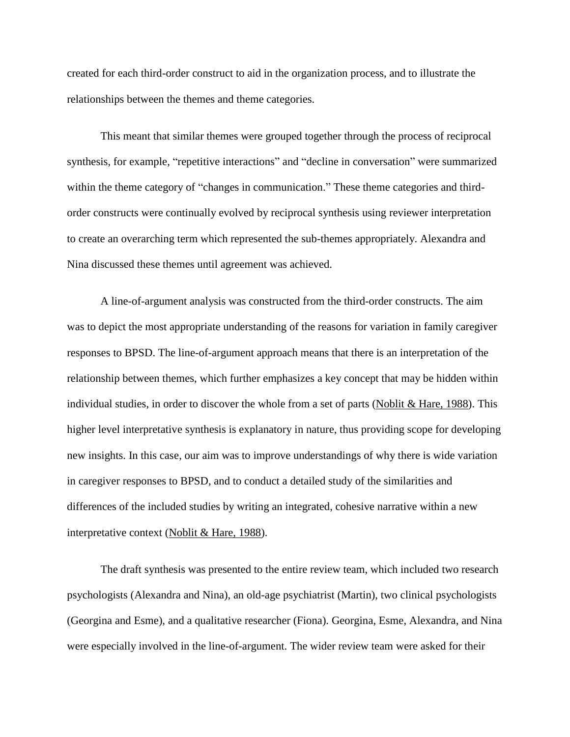created for each third-order construct to aid in the organization process, and to illustrate the relationships between the themes and theme categories.

This meant that similar themes were grouped together through the process of reciprocal synthesis, for example, "repetitive interactions" and "decline in conversation" were summarized within the theme category of "changes in communication." These theme categories and third-order constructs were continually evolved by reciprocal synthesis using reviewer interpretation to create an overarching term which represented the sub-themes appropriately. Alexandra and Nina discussed these themes until agreement was achieved.

A line-of-argument analysis was constructed from the third-order constructs. The aim was to depict the most appropriate understanding of the reasons for variation in family caregiver responses to BPSD. The line-of-argument approach means that there is an interpretation of the relationship between themes, which further emphasizes a key concept that may be hidden within individual studies, in order to discover the whole from a set of parts (Noblit & Hare, 1988). This higher level interpretative synthesis is explanatory in nature, thus providing scope for developing new insights. In this case, our aim was to improve understandings of why there is wide variation in caregiver responses to BPSD, and to conduct a detailed study of the similarities and differences of the included studies by writing an integrated, cohesive narrative within a new interpretative context (Noblit & Hare, 1988).

The draft synthesis was presented to the entire review team, which included two research psychologists (Alexandra and Nina), an old-age psychiatrist (Martin), two clinical psychologists (Georgina and Esme), and a qualitative researcher (Fiona). Georgina, Esme, Alexandra, and Nina were especially involved in the line-of-argument. The wider review team were asked for their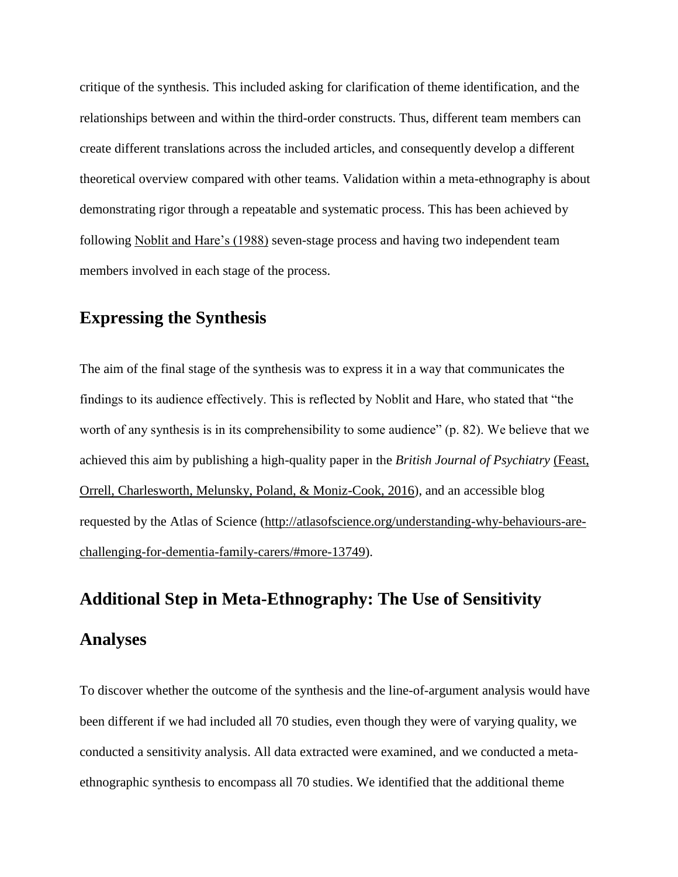critique of the synthesis. This included asking for clarification of theme identification, and the relationships between and within the third-order constructs. Thus, different team members can create different translations across the included articles, and consequently develop a different theoretical overview compared with other teams. Validation within a meta-ethnography is about demonstrating rigor through a repeatable and systematic process. This has been achieved by following Noblit and Hare's (1988) seven-stage process and having two independent team members involved in each stage of the process.

## Expressing the Synthesis

The aim of the final stage of the synthesis was to express it in a way that communicates the findings to its audience effectively. This is reflected by Noblit and Hare, who stated that "the worth of any synthesis is in its comprehensibility to some audience" (p. 82). We believe that we achieved this aim by publishing a high-quality paper in the *British Journal of Psychiatry* (Feast, Orrell, Charlesworth, Melunsky, Poland, & Moniz-Cook, 2016), and an accessible blog requested by the Atlas of Science (http://atlasofscience.org/understanding-why-behaviours-are-challenging-for-dementia-family-carers/#more-13749).

## Additional Step in Meta-Ethnography: The Use of Sensitivity Analyses

To discover whether the outcome of the synthesis and the line-of-argument analysis would have been different if we had included all 70 studies, even though they were of varying quality, we conducted a sensitivity analysis. All data extracted were examined, and we conducted a meta-ethnographic synthesis to encompass all 70 studies. We identified that the additional theme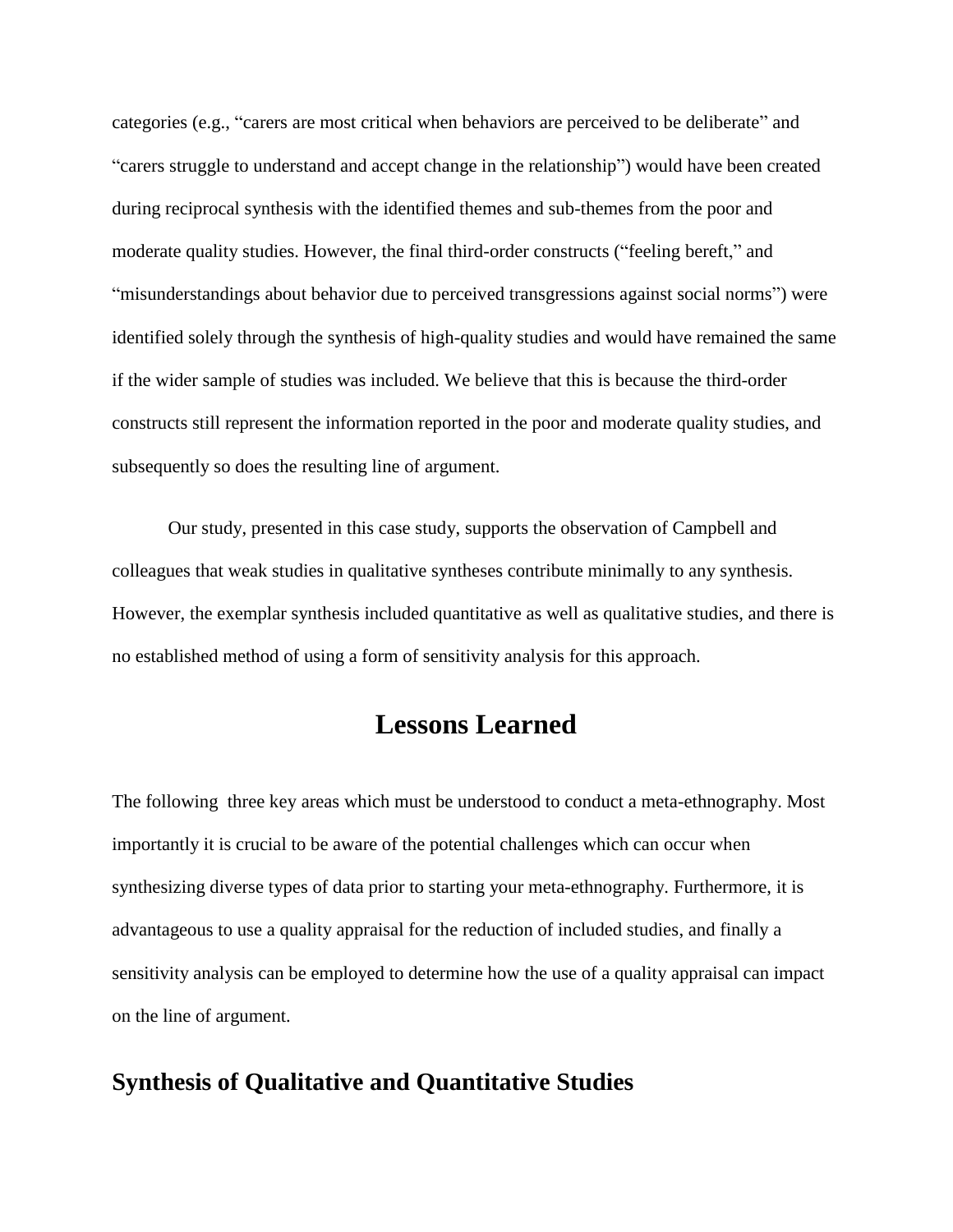categories (e.g., “carers are most critical when behaviors are perceived to be deliberate” and “carers struggle to understand and accept change in the relationship”) would have been created during reciprocal synthesis with the identified themes and sub-themes from the poor and moderate quality studies. However, the final third-order constructs (“feeling bereft,” and “misunderstandings about behavior due to perceived transgressions against social norms”) were identified solely through the synthesis of high-quality studies and would have remained the same if the wider sample of studies was included. We believe that this is because the third-order constructs still represent the information reported in the poor and moderate quality studies, and subsequently so does the resulting line of argument.

Our study, presented in this case study, supports the observation of Campbell and colleagues that weak studies in qualitative syntheses contribute minimally to any synthesis. However, the exemplar synthesis included quantitative as well as qualitative studies, and there is no established method of using a form of sensitivity analysis for this approach.

# Lessons Learned

The following  three key areas which must be understood to conduct a meta-ethnography. Most importantly it is crucial to be aware of the potential challenges which can occur when synthesizing diverse types of data prior to starting your meta-ethnography. Furthermore, it is advantageous to use a quality appraisal for the reduction of included studies, and finally a sensitivity analysis can be employed to determine how the use of a quality appraisal can impact on the line of argument.

## Synthesis of Qualitative and Quantitative Studies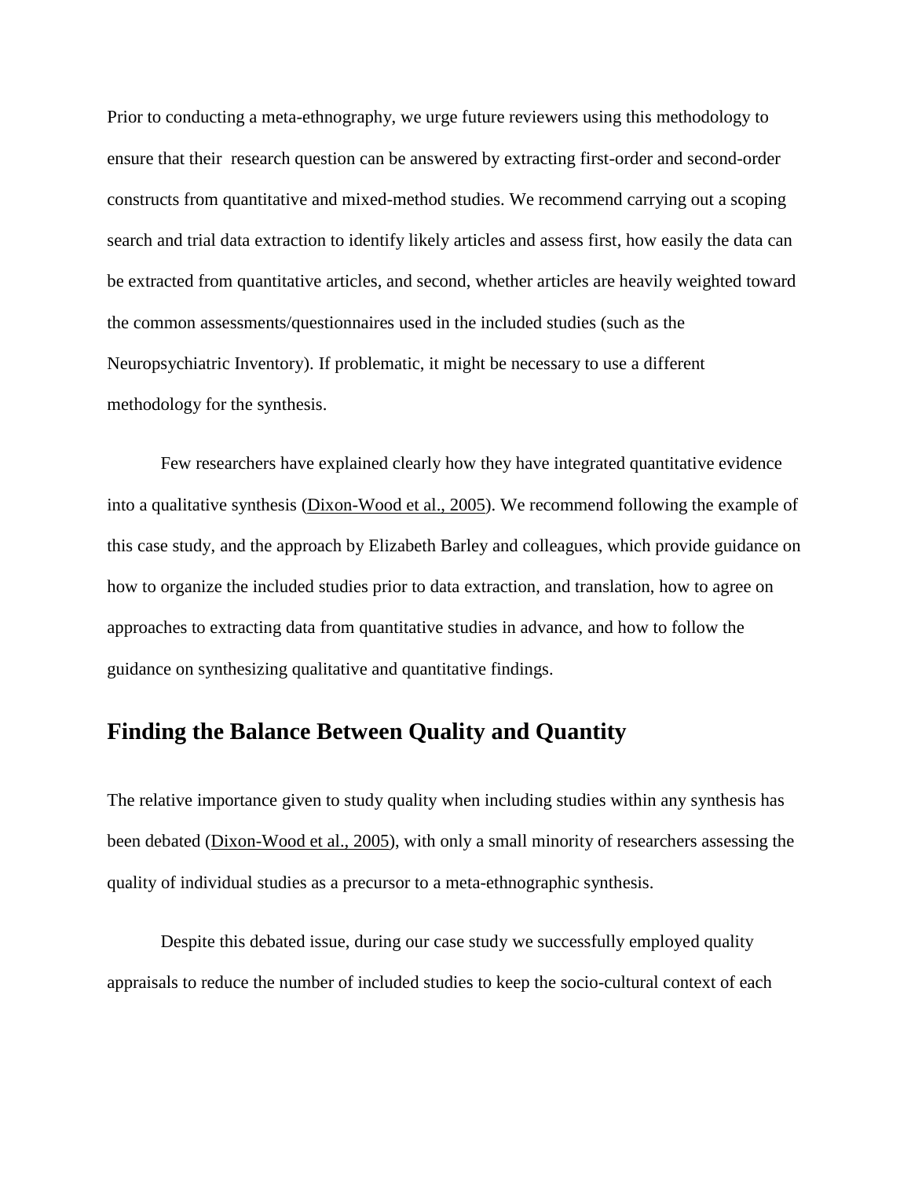Prior to conducting a meta-ethnography, we urge future reviewers using this methodology to ensure that their research question can be answered by extracting first-order and second-order constructs from quantitative and mixed-method studies. We recommend carrying out a scoping search and trial data extraction to identify likely articles and assess first, how easily the data can be extracted from quantitative articles, and second, whether articles are heavily weighted toward the common assessments/questionnaires used in the included studies (such as the Neuropsychiatric Inventory). If problematic, it might be necessary to use a different methodology for the synthesis.

Few researchers have explained clearly how they have integrated quantitative evidence into a qualitative synthesis (Dixon-Wood et al., 2005). We recommend following the example of this case study, and the approach by Elizabeth Barley and colleagues, which provide guidance on how to organize the included studies prior to data extraction, and translation, how to agree on approaches to extracting data from quantitative studies in advance, and how to follow the guidance on synthesizing qualitative and quantitative findings.

## Finding the Balance Between Quality and Quantity

The relative importance given to study quality when including studies within any synthesis has been debated (Dixon-Wood et al., 2005), with only a small minority of researchers assessing the quality of individual studies as a precursor to a meta-ethnographic synthesis.

Despite this debated issue, during our case study we successfully employed quality appraisals to reduce the number of included studies to keep the socio-cultural context of each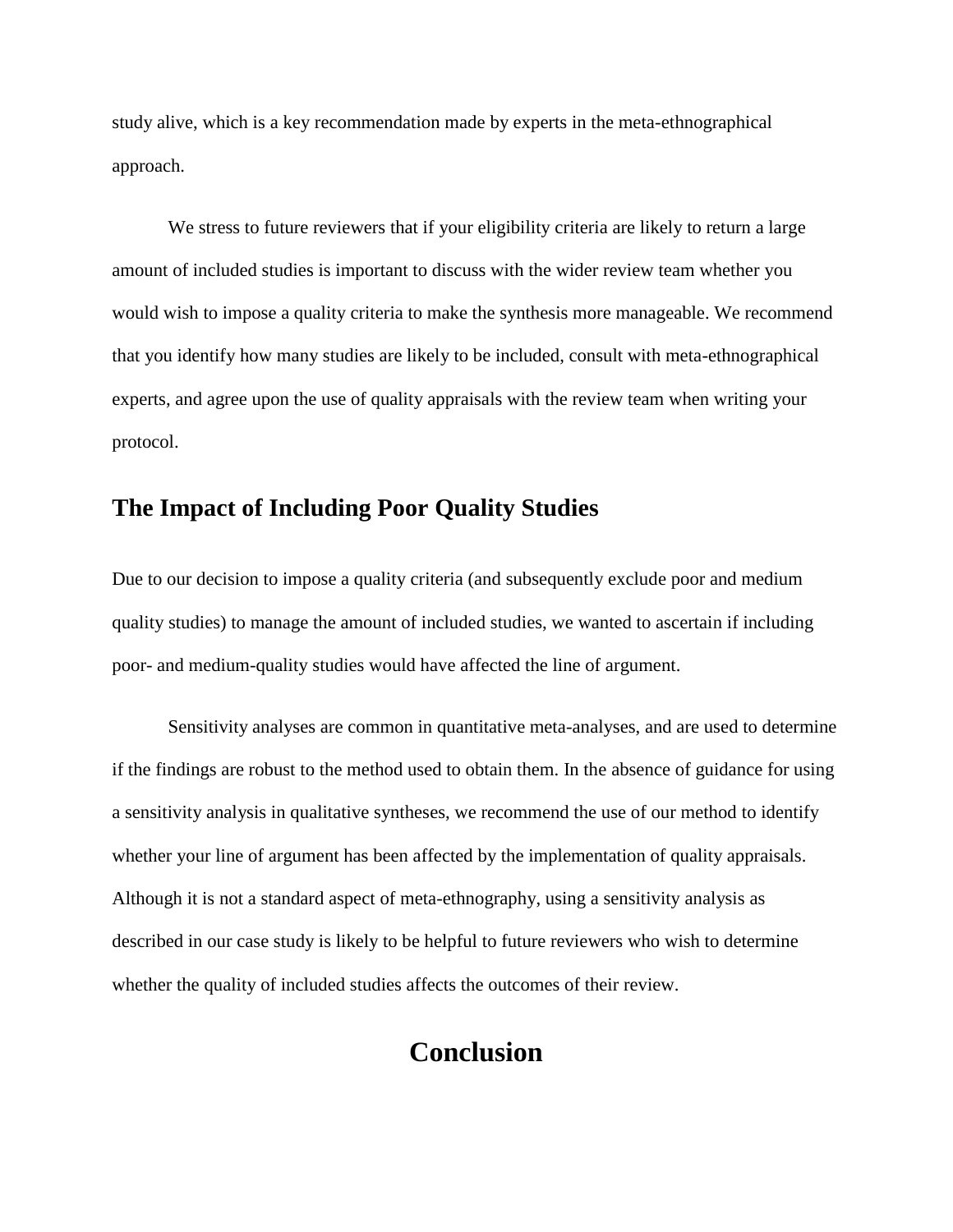study alive, which is a key recommendation made by experts in the meta-ethnographical approach.

We stress to future reviewers that if your eligibility criteria are likely to return a large amount of included studies is important to discuss with the wider review team whether you would wish to impose a quality criteria to make the synthesis more manageable. We recommend that you identify how many studies are likely to be included, consult with meta-ethnographical experts, and agree upon the use of quality appraisals with the review team when writing your protocol.

## The Impact of Including Poor Quality Studies

Due to our decision to impose a quality criteria (and subsequently exclude poor and medium quality studies) to manage the amount of included studies, we wanted to ascertain if including poor- and medium-quality studies would have affected the line of argument.

Sensitivity analyses are common in quantitative meta-analyses, and are used to determine if the findings are robust to the method used to obtain them. In the absence of guidance for using a sensitivity analysis in qualitative syntheses, we recommend the use of our method to identify whether your line of argument has been affected by the implementation of quality appraisals. Although it is not a standard aspect of meta-ethnography, using a sensitivity analysis as described in our case study is likely to be helpful to future reviewers who wish to determine whether the quality of included studies affects the outcomes of their review.

# Conclusion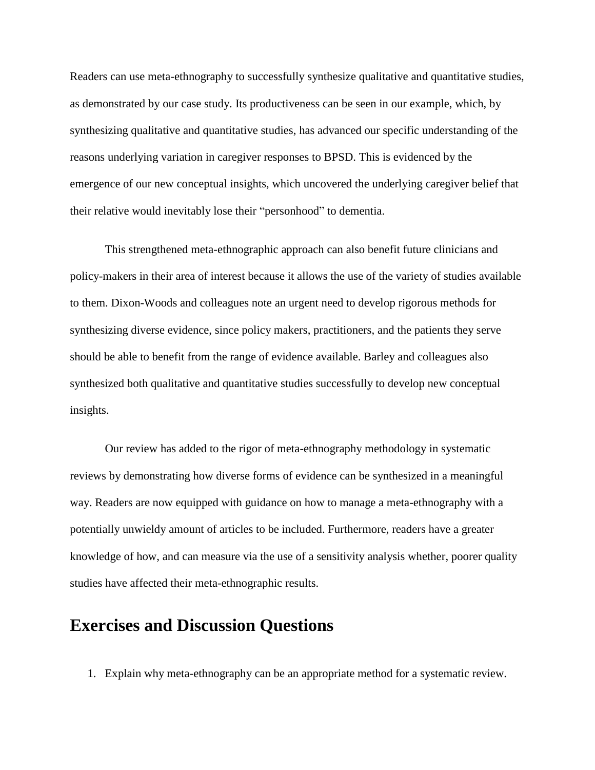Readers can use meta-ethnography to successfully synthesize qualitative and quantitative studies, as demonstrated by our case study. Its productiveness can be seen in our example, which, by synthesizing qualitative and quantitative studies, has advanced our specific understanding of the reasons underlying variation in caregiver responses to BPSD. This is evidenced by the emergence of our new conceptual insights, which uncovered the underlying caregiver belief that their relative would inevitably lose their "personhood" to dementia.

This strengthened meta-ethnographic approach can also benefit future clinicians and policy-makers in their area of interest because it allows the use of the variety of studies available to them. Dixon-Woods and colleagues note an urgent need to develop rigorous methods for synthesizing diverse evidence, since policy makers, practitioners, and the patients they serve should be able to benefit from the range of evidence available. Barley and colleagues also synthesized both qualitative and quantitative studies successfully to develop new conceptual insights.

Our review has added to the rigor of meta-ethnography methodology in systematic reviews by demonstrating how diverse forms of evidence can be synthesized in a meaningful way. Readers are now equipped with guidance on how to manage a meta-ethnography with a potentially unwieldy amount of articles to be included. Furthermore, readers have a greater knowledge of how, and can measure via the use of a sensitivity analysis whether, poorer quality studies have affected their meta-ethnographic results.

## Exercises and Discussion Questions

1. Explain why meta-ethnography can be an appropriate method for a systematic review.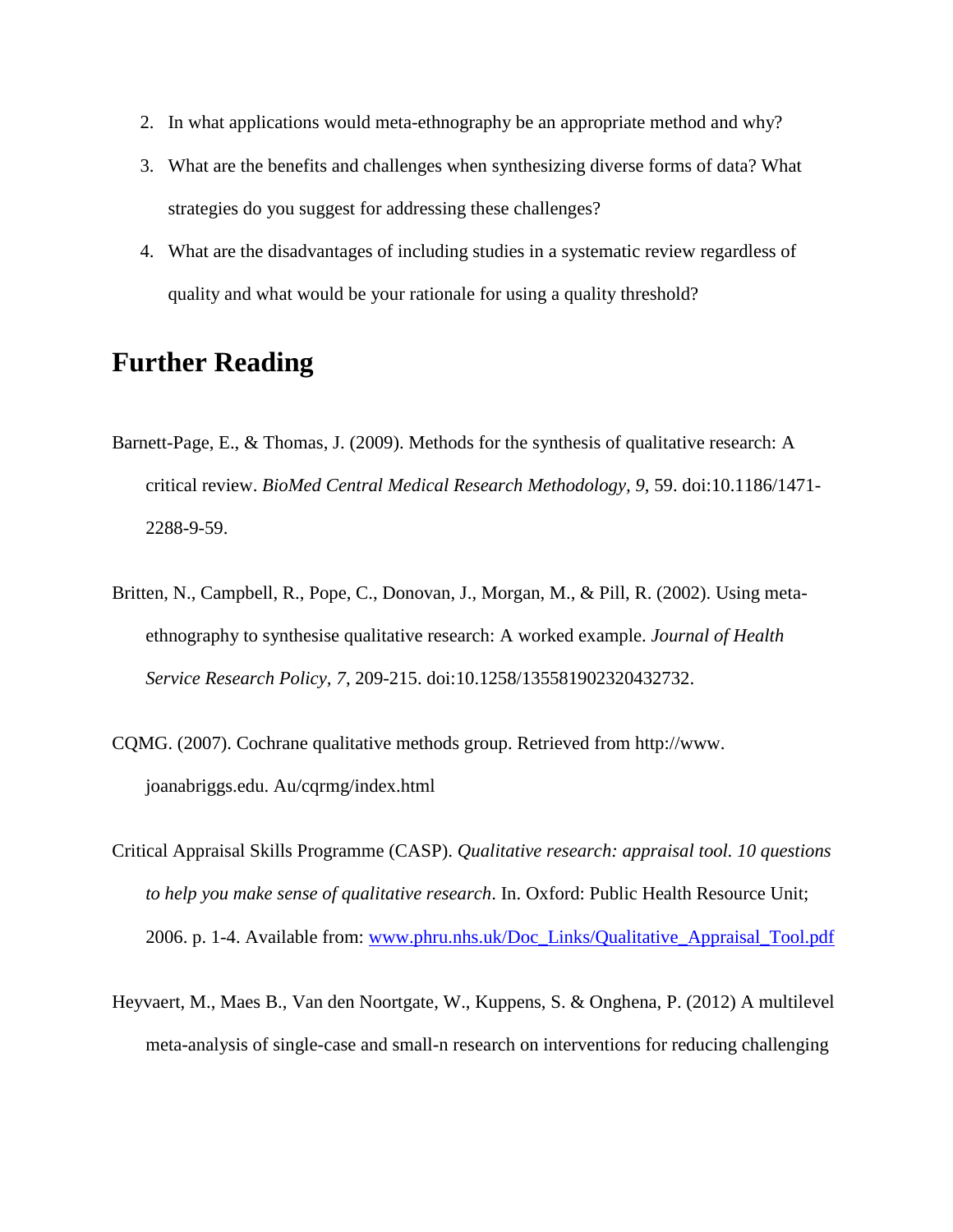2. In what applications would meta-ethnography be an appropriate method and why?
3. What are the benefits and challenges when synthesizing diverse forms of data? What strategies do you suggest for addressing these challenges?
4. What are the disadvantages of including studies in a systematic review regardless of quality and what would be your rationale for using a quality threshold?

## Further Reading

Barnett-Page, E., & Thomas, J. (2009). Methods for the synthesis of qualitative research: A critical review. *BioMed Central Medical Research Methodology, 9*, 59. doi:10.1186/1471-2288-9-59.

Britten, N., Campbell, R., Pope, C., Donovan, J., Morgan, M., & Pill, R. (2002). Using meta-ethnography to synthesise qualitative research: A worked example. *Journal of Health Service Research Policy, 7*, 209-215. doi:10.1258/135581902320432732.

CQMG. (2007). Cochrane qualitative methods group. Retrieved from http://www. joanabriggs.edu. Au/cqrmg/index.html

Critical Appraisal Skills Programme (CASP). *Qualitative research: appraisal tool. 10 questions to help you make sense of qualitative research*. In. Oxford: Public Health Resource Unit; 2006. p. 1-4. Available from: www.phru.nhs.uk/Doc_Links/Qualitative_Appraisal_Tool.pdf

Heyvaert, M., Maes B., Van den Noortgate, W., Kuppens, S. & Onghena, P. (2012) A multilevel meta-analysis of single-case and small-n research on interventions for reducing challenging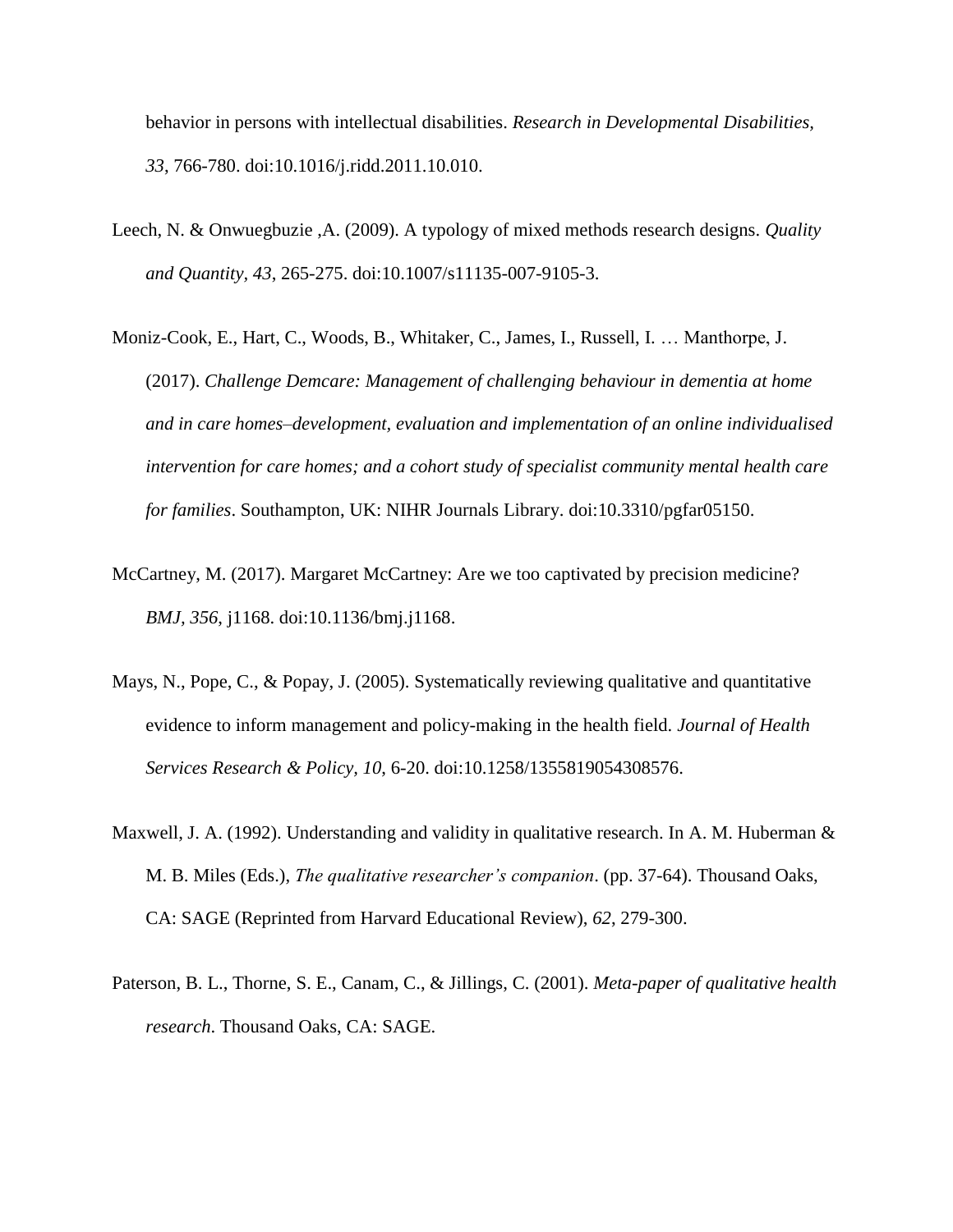behavior in persons with intellectual disabilities. *Research in Developmental Disabilities, 33*, 766-780. doi:10.1016/j.ridd.2011.10.010.

Leech, N. & Onwuegbuzie ,A. (2009). A typology of mixed methods research designs. *Quality and Quantity, 43*, 265-275. doi:10.1007/s11135-007-9105-3.

Moniz-Cook, E., Hart, C., Woods, B., Whitaker, C., James, I., Russell, I. … Manthorpe, J. (2017). *Challenge Demcare: Management of challenging behaviour in dementia at home and in care homes–development, evaluation and implementation of an online individualised intervention for care homes; and a cohort study of specialist community mental health care for families*. Southampton, UK: NIHR Journals Library. doi:10.3310/pgfar05150.

McCartney, M. (2017). Margaret McCartney: Are we too captivated by precision medicine? *BMJ, 356*, j1168. doi:10.1136/bmj.j1168.

Mays, N., Pope, C., & Popay, J. (2005). Systematically reviewing qualitative and quantitative evidence to inform management and policy-making in the health field. *Journal of Health Services Research & Policy, 10*, 6-20. doi:10.1258/1355819054308576.

Maxwell, J. A. (1992). Understanding and validity in qualitative research. In A. M. Huberman & M. B. Miles (Eds.), *The qualitative researcher's companion*. (pp. 37-64). Thousand Oaks, CA: SAGE (Reprinted from Harvard Educational Review), *62*, 279-300.

Paterson, B. L., Thorne, S. E., Canam, C., & Jillings, C. (2001). *Meta-paper of qualitative health research*. Thousand Oaks, CA: SAGE.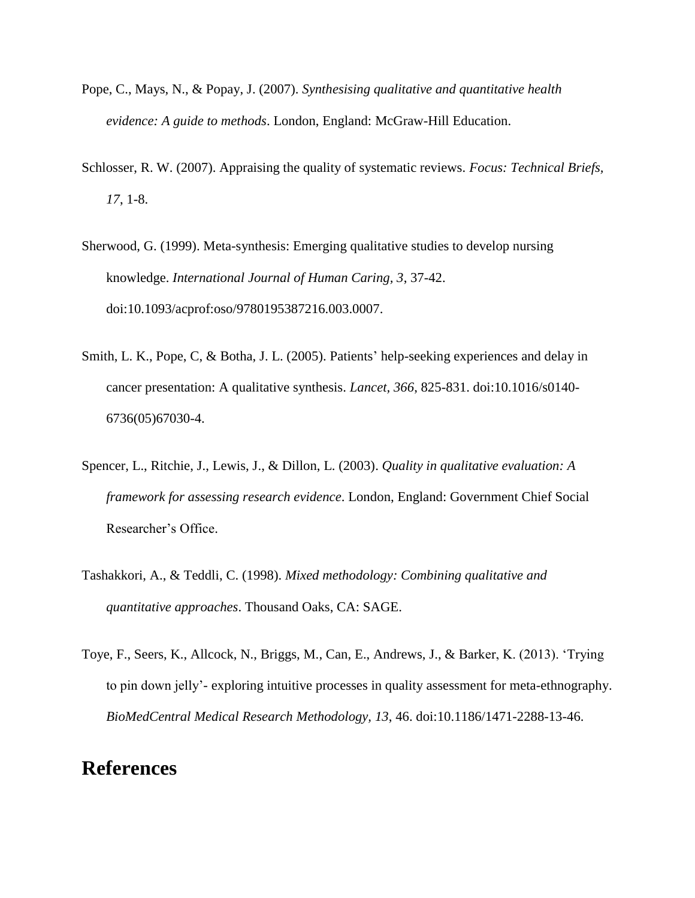Pope, C., Mays, N., & Popay, J. (2007). *Synthesising qualitative and quantitative health evidence: A guide to methods*. London, England: McGraw-Hill Education.

Schlosser, R. W. (2007). Appraising the quality of systematic reviews. *Focus: Technical Briefs, 17*, 1-8.

Sherwood, G. (1999). Meta-synthesis: Emerging qualitative studies to develop nursing knowledge. *International Journal of Human Caring, 3*, 37-42. doi:10.1093/acprof:oso/9780195387216.003.0007.

Smith, L. K., Pope, C, & Botha, J. L. (2005). Patients' help-seeking experiences and delay in cancer presentation: A qualitative synthesis. *Lancet*, *366*, 825-831. doi:10.1016/s0140-6736(05)67030-4.

Spencer, L., Ritchie, J., Lewis, J., & Dillon, L. (2003). *Quality in qualitative evaluation: A framework for assessing research evidence*. London, England: Government Chief Social Researcher's Office.

Tashakkori, A., & Teddli, C. (1998). *Mixed methodology: Combining qualitative and quantitative approaches*. Thousand Oaks, CA: SAGE.

Toye, F., Seers, K., Allcock, N., Briggs, M., Can, E., Andrews, J., & Barker, K. (2013). 'Trying to pin down jelly'- exploring intuitive processes in quality assessment for meta-ethnography. *BioMedCentral Medical Research Methodology, 13*, 46. doi:10.1186/1471-2288-13-46.

## References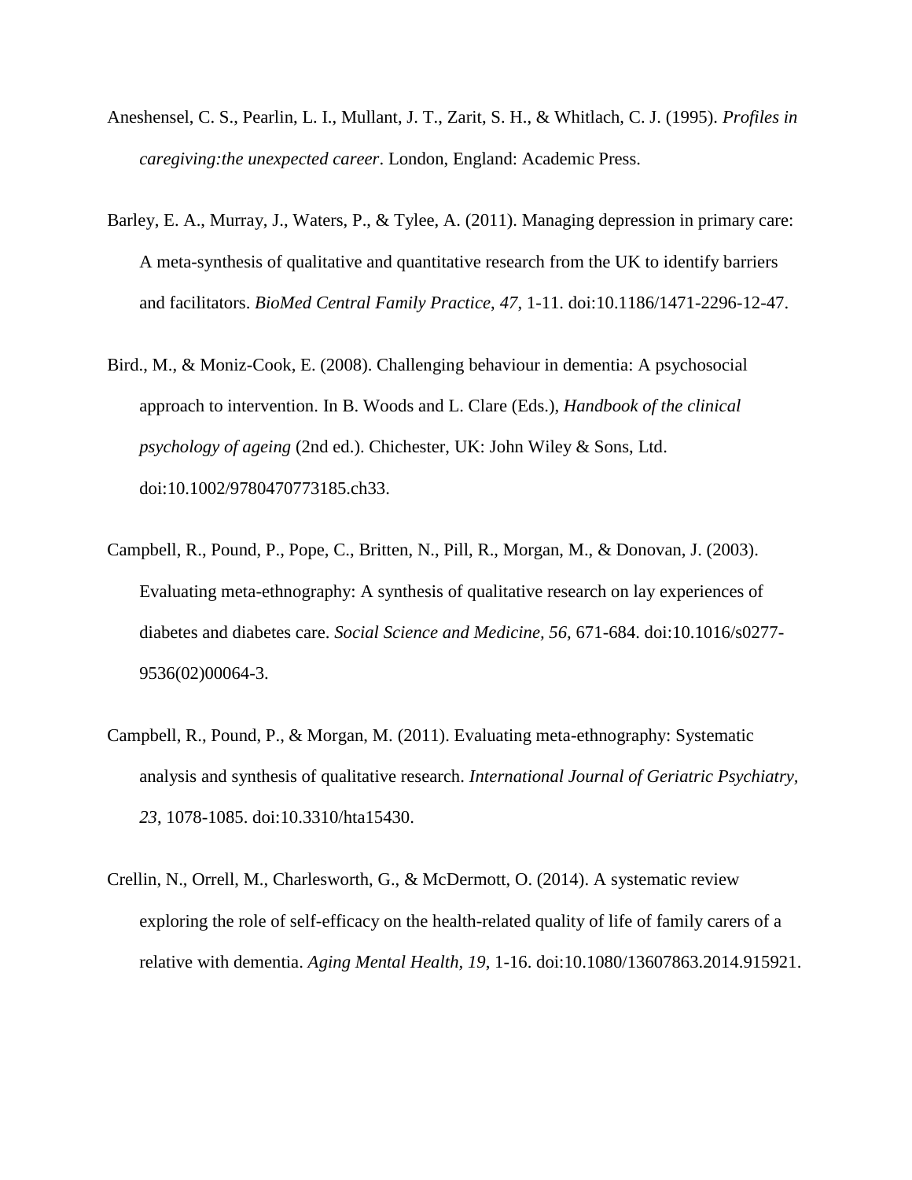Aneshensel, C. S., Pearlin, L. I., Mullant, J. T., Zarit, S. H., & Whitlach, C. J. (1995). *Profiles in caregiving:the unexpected career*. London, England: Academic Press.

Barley, E. A., Murray, J., Waters, P., & Tylee, A. (2011). Managing depression in primary care: A meta-synthesis of qualitative and quantitative research from the UK to identify barriers and facilitators. *BioMed Central Family Practice*, *47*, 1-11. doi:10.1186/1471-2296-12-47.

Bird., M., & Moniz-Cook, E. (2008). Challenging behaviour in dementia: A psychosocial approach to intervention. In B. Woods and L. Clare (Eds.), *Handbook of the clinical psychology of ageing* (2nd ed.). Chichester, UK: John Wiley & Sons, Ltd. doi:10.1002/9780470773185.ch33.

Campbell, R., Pound, P., Pope, C., Britten, N., Pill, R., Morgan, M., & Donovan, J. (2003). Evaluating meta-ethnography: A synthesis of qualitative research on lay experiences of diabetes and diabetes care. *Social Science and Medicine, 56,* 671-684. doi:10.1016/s0277-9536(02)00064-3.

Campbell, R., Pound, P., & Morgan, M. (2011). Evaluating meta-ethnography: Systematic analysis and synthesis of qualitative research. *International Journal of Geriatric Psychiatry*, *23*, 1078-1085. doi:10.3310/hta15430.

Crellin, N., Orrell, M., Charlesworth, G., & McDermott, O. (2014). A systematic review exploring the role of self-efficacy on the health-related quality of life of family carers of a relative with dementia. *Aging Mental Health*, *19*, 1-16. doi:10.1080/13607863.2014.915921.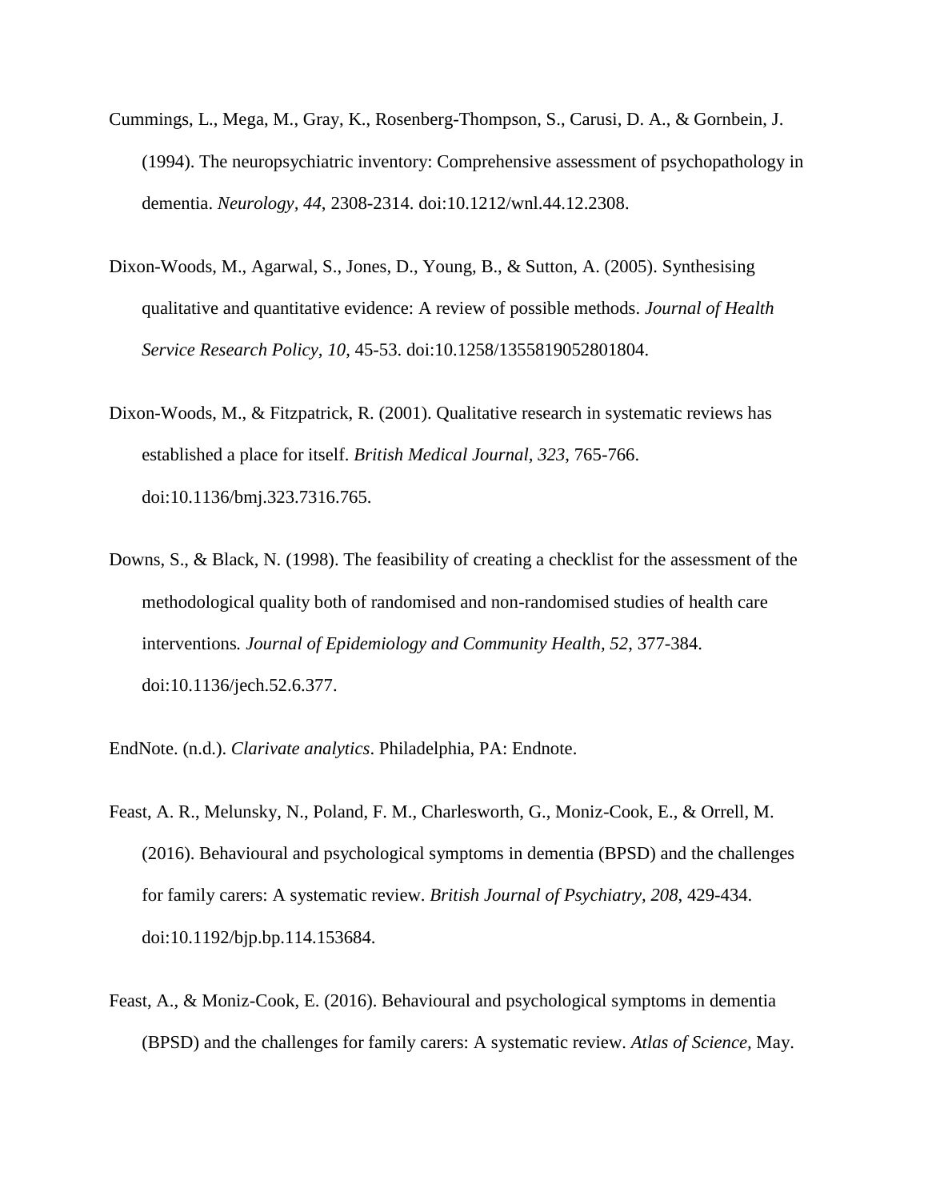Cummings, L., Mega, M., Gray, K., Rosenberg-Thompson, S., Carusi, D. A., & Gornbein, J. (1994). The neuropsychiatric inventory: Comprehensive assessment of psychopathology in dementia. *Neurology, 44*, 2308-2314. doi:10.1212/wnl.44.12.2308.

Dixon-Woods, M., Agarwal, S., Jones, D., Young, B., & Sutton, A. (2005). Synthesising qualitative and quantitative evidence: A review of possible methods. *Journal of Health Service Research Policy, 10*, 45-53. doi:10.1258/1355819052801804.

Dixon-Woods, M., & Fitzpatrick, R. (2001). Qualitative research in systematic reviews has established a place for itself. *British Medical Journal, 323*, 765-766. doi:10.1136/bmj.323.7316.765.

Downs, S., & Black, N. (1998). The feasibility of creating a checklist for the assessment of the methodological quality both of randomised and non-randomised studies of health care interventions*. Journal of Epidemiology and Community Health, 52*, 377-384. doi:10.1136/jech.52.6.377.

EndNote. (n.d.). *Clarivate analytics*. Philadelphia, PA: Endnote.

Feast, A. R., Melunsky, N., Poland, F. M., Charlesworth, G., Moniz-Cook, E., & Orrell, M. (2016). Behavioural and psychological symptoms in dementia (BPSD) and the challenges for family carers: A systematic review. *British Journal of Psychiatry, 208*, 429-434. doi:10.1192/bjp.bp.114.153684.

Feast, A., & Moniz-Cook, E. (2016). Behavioural and psychological symptoms in dementia (BPSD) and the challenges for family carers: A systematic review. *Atlas of Science*, May.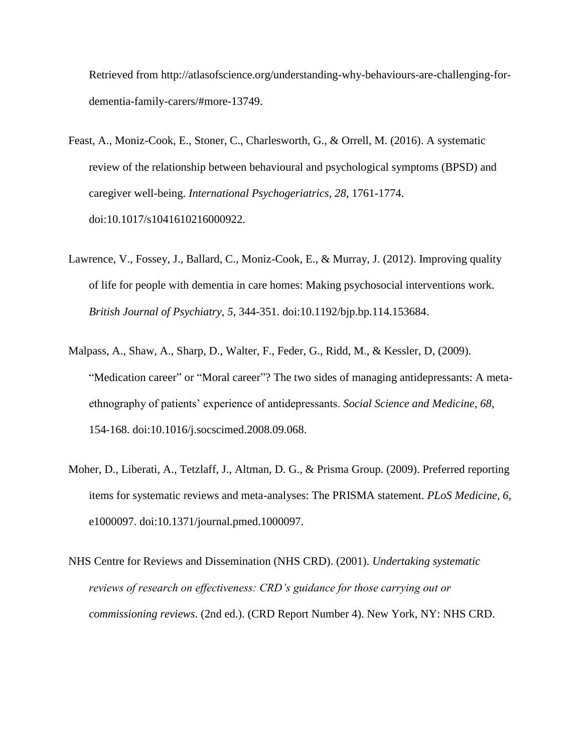Retrieved from http://atlasofscience.org/understanding-why-behaviours-are-challenging-for-dementia-family-carers/#more-13749.

Feast, A., Moniz-Cook, E., Stoner, C., Charlesworth, G., & Orrell, M. (2016). A systematic review of the relationship between behavioural and psychological symptoms (BPSD) and caregiver well-being. *International Psychogeriatrics, 28*, 1761-1774. doi:10.1017/s1041610216000922.

Lawrence, V., Fossey, J., Ballard, C., Moniz-Cook, E., & Murray, J. (2012). Improving quality of life for people with dementia in care homes: Making psychosocial interventions work. *British Journal of Psychiatry, 5*, 344-351. doi:10.1192/bjp.bp.114.153684.

Malpass, A., Shaw, A., Sharp, D., Walter, F., Feder, G., Ridd, M., & Kessler, D, (2009). "Medication career" or "Moral career"? The two sides of managing antidepressants: A meta-ethnography of patients' experience of antidepressants. *Social Science and Medicine, 68*, 154-168. doi:10.1016/j.socscimed.2008.09.068.

Moher, D., Liberati, A., Tetzlaff, J., Altman, D. G., & Prisma Group. (2009). Preferred reporting items for systematic reviews and meta-analyses: The PRISMA statement. *PLoS Medicine, 6*, e1000097. doi:10.1371/journal.pmed.1000097.

NHS Centre for Reviews and Dissemination (NHS CRD). (2001). *Undertaking systematic reviews of research on effectiveness: CRD's guidance for those carrying out or commissioning reviews.* (2nd ed.). (CRD Report Number 4). New York, NY: NHS CRD.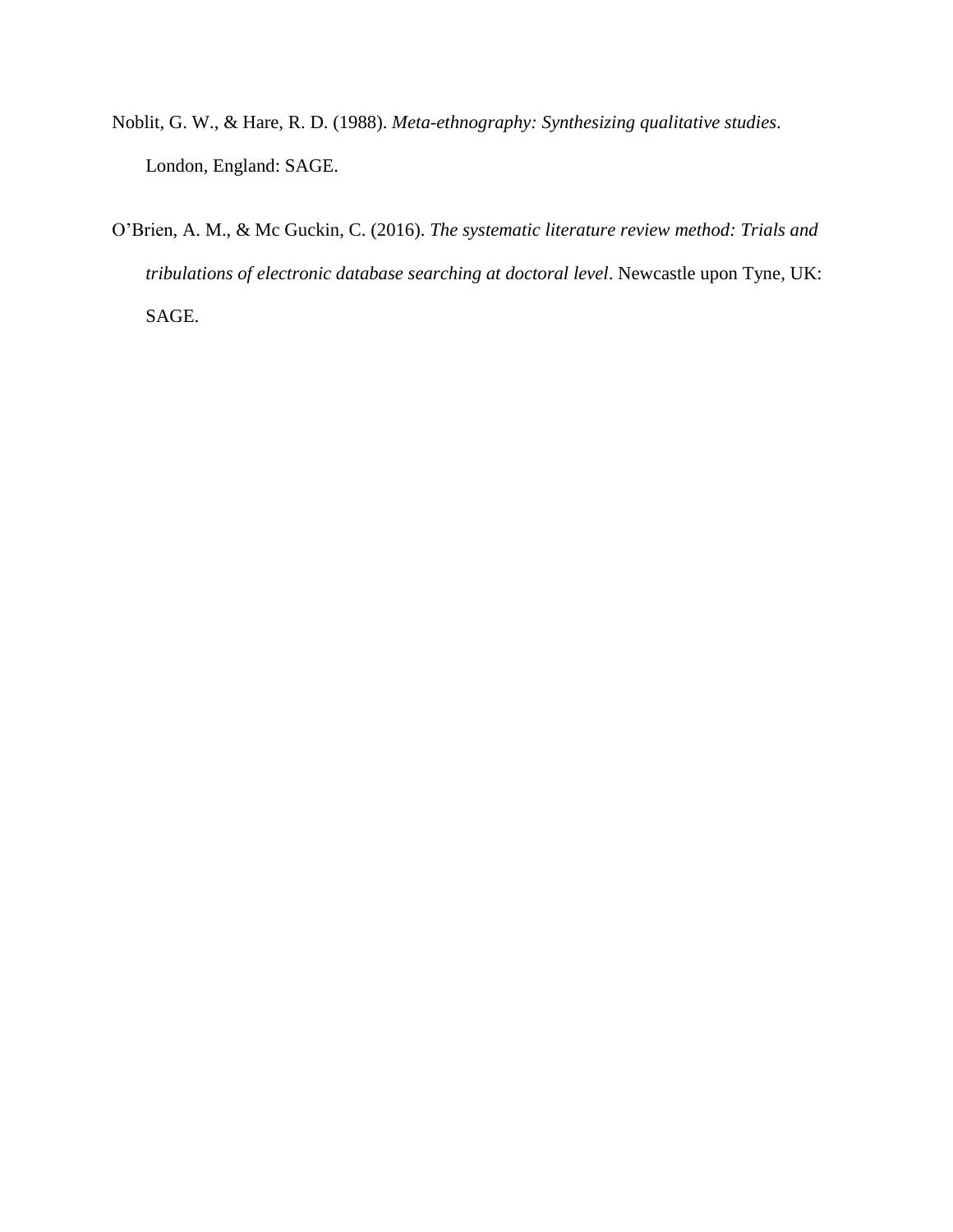Noblit, G. W., & Hare, R. D. (1988). *Meta-ethnography: Synthesizing qualitative studies*. London, England: SAGE.

O’Brien, A. M., & Mc Guckin, C. (2016). *The systematic literature review method: Trials and tribulations of electronic database searching at doctoral level*. Newcastle upon Tyne, UK: SAGE.